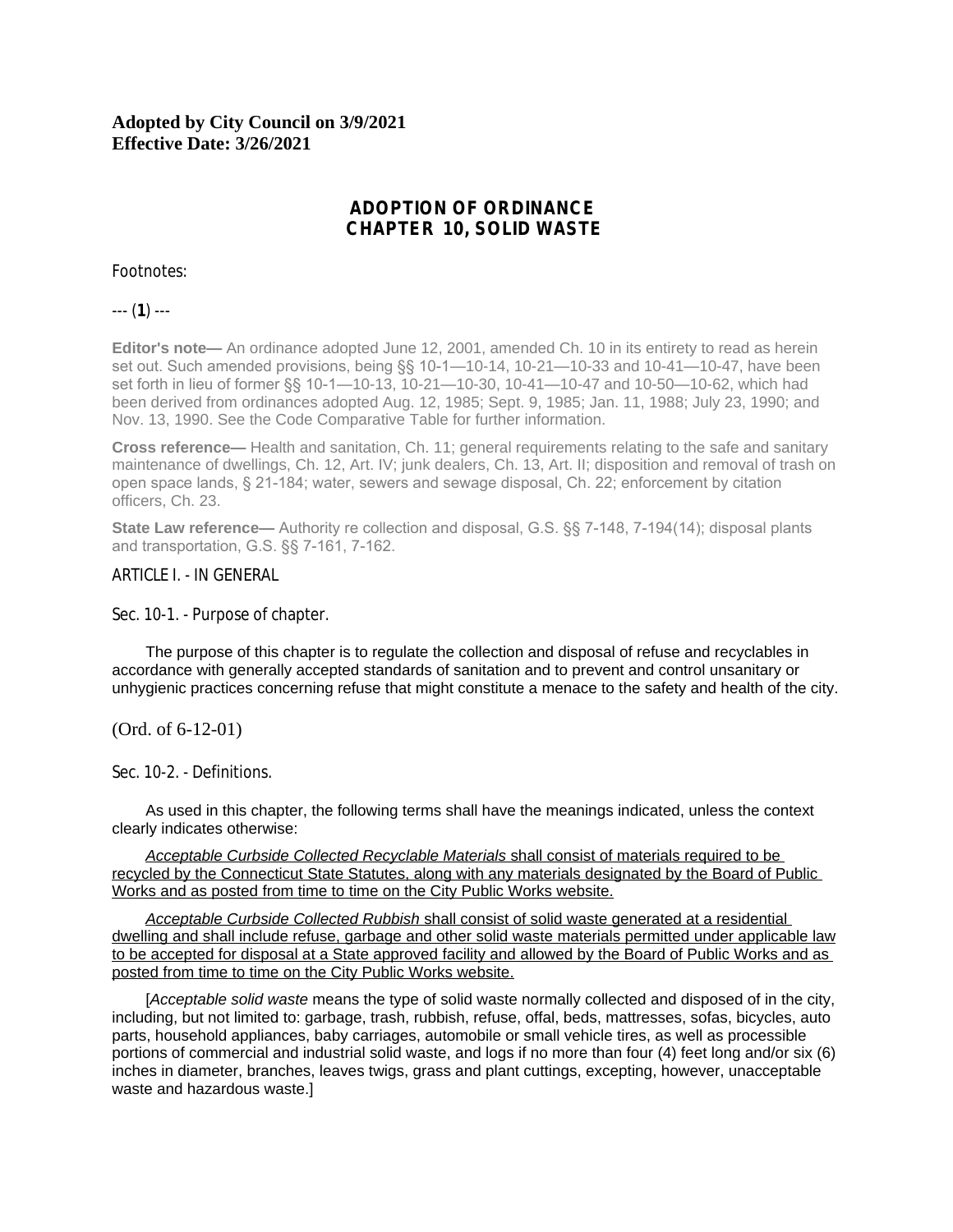**Adopted by City Council on 3/9/2021**
**Effective Date: 3/26/2021**

# ADOPTION OF ORDINANCE
# CHAPTER 10, SOLID WASTE

Footnotes:

--- (**1**) ---

**Editor's note—** An ordinance adopted June 12, 2001, amended Ch. 10 in its entirety to read as herein set out. Such amended provisions, being §§ 10-1—10-14, 10-21—10-33 and 10-41—10-47, have been set forth in lieu of former §§ 10-1—10-13, 10-21—10-30, 10-41—10-47 and 10-50—10-62, which had been derived from ordinances adopted Aug. 12, 1985; Sept. 9, 1985; Jan. 11, 1988; July 23, 1990; and Nov. 13, 1990. See the Code Comparative Table for further information.

**Cross reference—** Health and sanitation, Ch. 11; general requirements relating to the safe and sanitary maintenance of dwellings, Ch. 12, Art. IV; junk dealers, Ch. 13, Art. II; disposition and removal of trash on open space lands, § 21-184; water, sewers and sewage disposal, Ch. 22; enforcement by citation officers, Ch. 23.

**State Law reference—** Authority re collection and disposal, G.S. §§ 7-148, 7-194(14); disposal plants and transportation, G.S. §§ 7-161, 7-162.

## ARTICLE I. - IN GENERAL

### Sec. 10-1. - Purpose of chapter.

The purpose of this chapter is to regulate the collection and disposal of refuse and recyclables in accordance with generally accepted standards of sanitation and to prevent and control unsanitary or unhygienic practices concerning refuse that might constitute a menace to the safety and health of the city.

(Ord. of 6-12-01)

### Sec. 10-2. - Definitions.

As used in this chapter, the following terms shall have the meanings indicated, unless the context clearly indicates otherwise:

<u>*Acceptable Curbside Collected Recyclable Materials* shall consist of materials required to be recycled by the Connecticut State Statutes, along with any materials designated by the Board of Public Works and as posted from time to time on the City Public Works website.</u>

<u>*Acceptable Curbside Collected Rubbish* shall consist of solid waste generated at a residential dwelling and shall include refuse, garbage and other solid waste materials permitted under applicable law to be accepted for disposal at a State approved facility and allowed by the Board of Public Works and as posted from time to time on the City Public Works website.</u>

[*Acceptable solid waste* means the type of solid waste normally collected and disposed of in the city, including, but not limited to: garbage, trash, rubbish, refuse, offal, beds, mattresses, sofas, bicycles, auto parts, household appliances, baby carriages, automobile or small vehicle tires, as well as processible portions of commercial and industrial solid waste, and logs if no more than four (4) feet long and/or six (6) inches in diameter, branches, leaves twigs, grass and plant cuttings, excepting, however, unacceptable waste and hazardous waste.]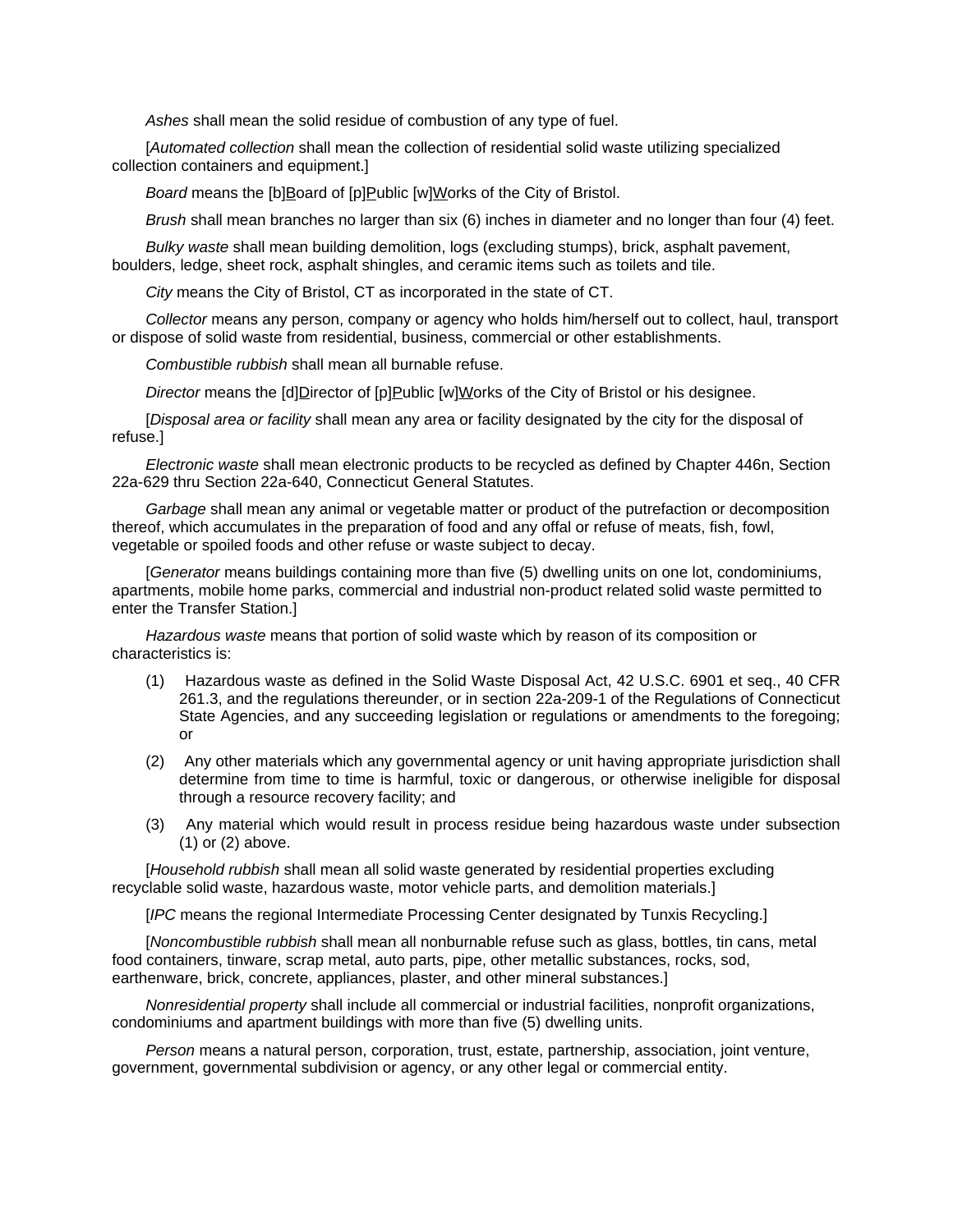*Ashes* shall mean the solid residue of combustion of any type of fuel.

[*Automated collection* shall mean the collection of residential solid waste utilizing specialized collection containers and equipment.]

*Board* means the [b]<u>B</u>oard of [p]<u>P</u>ublic [w]<u>W</u>orks of the City of Bristol.

*Brush* shall mean branches no larger than six (6) inches in diameter and no longer than four (4) feet.

*Bulky waste* shall mean building demolition, logs (excluding stumps), brick, asphalt pavement, boulders, ledge, sheet rock, asphalt shingles, and ceramic items such as toilets and tile.

*City* means the City of Bristol, CT as incorporated in the state of CT.

*Collector* means any person, company or agency who holds him/herself out to collect, haul, transport or dispose of solid waste from residential, business, commercial or other establishments.

*Combustible rubbish* shall mean all burnable refuse.

*Director* means the [d]<u>D</u>irector of [p]<u>P</u>ublic [w]<u>W</u>orks of the City of Bristol or his designee.

[*Disposal area or facility* shall mean any area or facility designated by the city for the disposal of refuse.]

*Electronic waste* shall mean electronic products to be recycled as defined by Chapter 446n, Section 22a-629 thru Section 22a-640, Connecticut General Statutes.

*Garbage* shall mean any animal or vegetable matter or product of the putrefaction or decomposition thereof, which accumulates in the preparation of food and any offal or refuse of meats, fish, fowl, vegetable or spoiled foods and other refuse or waste subject to decay.

[*Generator* means buildings containing more than five (5) dwelling units on one lot, condominiums, apartments, mobile home parks, commercial and industrial non-product related solid waste permitted to enter the Transfer Station.]

*Hazardous waste* means that portion of solid waste which by reason of its composition or characteristics is:

(1) Hazardous waste as defined in the Solid Waste Disposal Act, 42 U.S.C. 6901 et seq., 40 CFR 261.3, and the regulations thereunder, or in section 22a-209-1 of the Regulations of Connecticut State Agencies, and any succeeding legislation or regulations or amendments to the foregoing; or

(2) Any other materials which any governmental agency or unit having appropriate jurisdiction shall determine from time to time is harmful, toxic or dangerous, or otherwise ineligible for disposal through a resource recovery facility; and

(3) Any material which would result in process residue being hazardous waste under subsection (1) or (2) above.

[*Household rubbish* shall mean all solid waste generated by residential properties excluding recyclable solid waste, hazardous waste, motor vehicle parts, and demolition materials.]

[*IPC* means the regional Intermediate Processing Center designated by Tunxis Recycling.]

[*Noncombustible rubbish* shall mean all nonburnable refuse such as glass, bottles, tin cans, metal food containers, tinware, scrap metal, auto parts, pipe, other metallic substances, rocks, sod, earthenware, brick, concrete, appliances, plaster, and other mineral substances.]

*Nonresidential property* shall include all commercial or industrial facilities, nonprofit organizations, condominiums and apartment buildings with more than five (5) dwelling units.

*Person* means a natural person, corporation, trust, estate, partnership, association, joint venture, government, governmental subdivision or agency, or any other legal or commercial entity.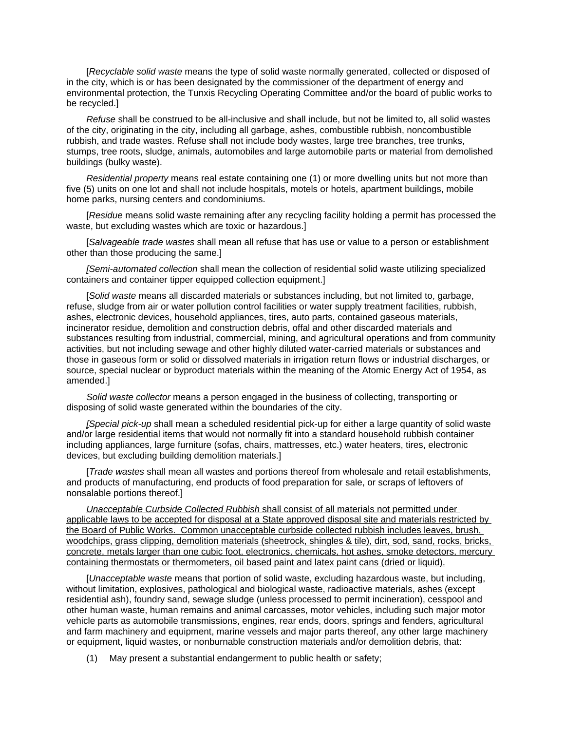[*Recyclable solid waste* means the type of solid waste normally generated, collected or disposed of in the city, which is or has been designated by the commissioner of the department of energy and environmental protection, the Tunxis Recycling Operating Committee and/or the board of public works to be recycled.]

*Refuse* shall be construed to be all-inclusive and shall include, but not be limited to, all solid wastes of the city, originating in the city, including all garbage, ashes, combustible rubbish, noncombustible rubbish, and trade wastes. Refuse shall not include body wastes, large tree branches, tree trunks, stumps, tree roots, sludge, animals, automobiles and large automobile parts or material from demolished buildings (bulky waste).

*Residential property* means real estate containing one (1) or more dwelling units but not more than five (5) units on one lot and shall not include hospitals, motels or hotels, apartment buildings, mobile home parks, nursing centers and condominiums.

[*Residue* means solid waste remaining after any recycling facility holding a permit has processed the waste, but excluding wastes which are toxic or hazardous.]

[*Salvageable trade wastes* shall mean all refuse that has use or value to a person or establishment other than those producing the same.]

*[Semi-automated collection* shall mean the collection of residential solid waste utilizing specialized containers and container tipper equipped collection equipment.]

[*Solid waste* means all discarded materials or substances including, but not limited to, garbage, refuse, sludge from air or water pollution control facilities or water supply treatment facilities, rubbish, ashes, electronic devices, household appliances, tires, auto parts, contained gaseous materials, incinerator residue, demolition and construction debris, offal and other discarded materials and substances resulting from industrial, commercial, mining, and agricultural operations and from community activities, but not including sewage and other highly diluted water-carried materials or substances and those in gaseous form or solid or dissolved materials in irrigation return flows or industrial discharges, or source, special nuclear or byproduct materials within the meaning of the Atomic Energy Act of 1954, as amended.]

*Solid waste collector* means a person engaged in the business of collecting, transporting or disposing of solid waste generated within the boundaries of the city.

*[Special pick-up* shall mean a scheduled residential pick-up for either a large quantity of solid waste and/or large residential items that would not normally fit into a standard household rubbish container including appliances, large furniture (sofas, chairs, mattresses, etc.) water heaters, tires, electronic devices, but excluding building demolition materials.]

[*Trade wastes* shall mean all wastes and portions thereof from wholesale and retail establishments, and products of manufacturing, end products of food preparation for sale, or scraps of leftovers of nonsalable portions thereof.]

<u>*Unacceptable Curbside Collected Rubbish* shall consist of all materials not permitted under applicable laws to be accepted for disposal at a State approved disposal site and materials restricted by the Board of Public Works. Common unacceptable curbside collected rubbish includes leaves, brush, woodchips, grass clipping, demolition materials (sheetrock, shingles & tile), dirt, sod, sand, rocks, bricks, concrete, metals larger than one cubic foot, electronics, chemicals, hot ashes, smoke detectors, mercury containing thermostats or thermometers, oil based paint and latex paint cans (dried or liquid).</u>

[*Unacceptable waste* means that portion of solid waste, excluding hazardous waste, but including, without limitation, explosives, pathological and biological waste, radioactive materials, ashes (except residential ash), foundry sand, sewage sludge (unless processed to permit incineration), cesspool and other human waste, human remains and animal carcasses, motor vehicles, including such major motor vehicle parts as automobile transmissions, engines, rear ends, doors, springs and fenders, agricultural and farm machinery and equipment, marine vessels and major parts thereof, any other large machinery or equipment, liquid wastes, or nonburnable construction materials and/or demolition debris, that:

(1) May present a substantial endangerment to public health or safety;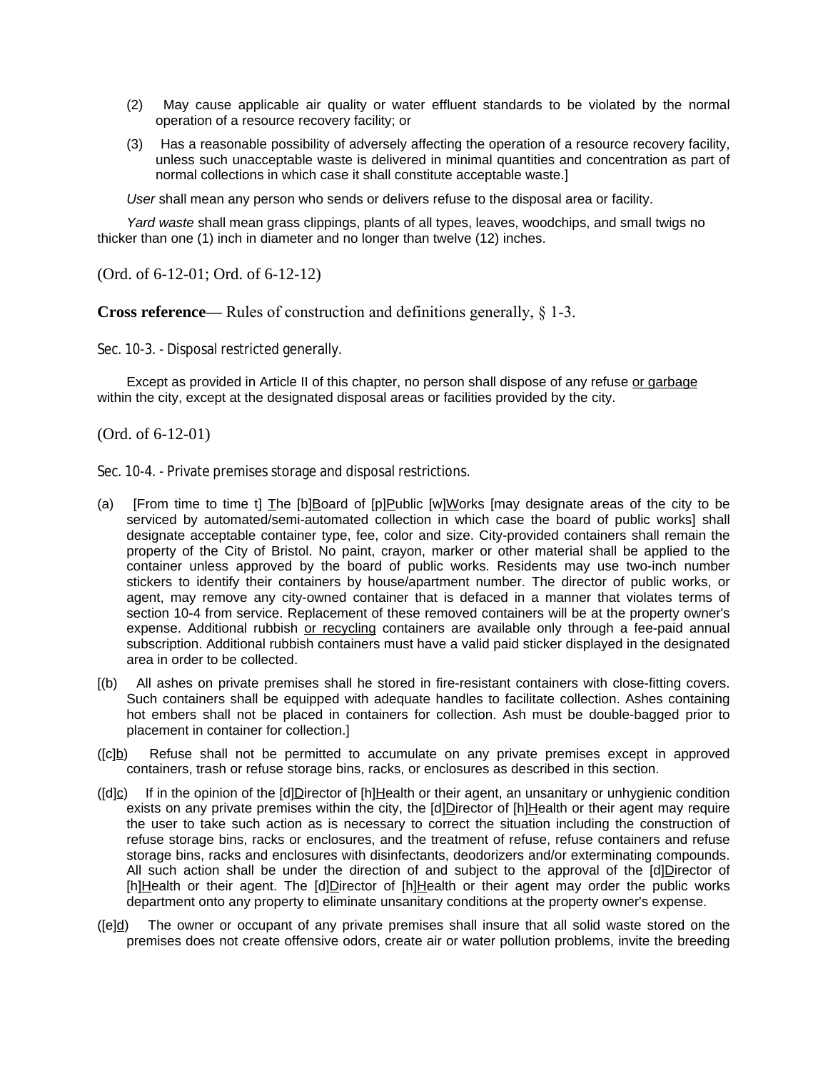(2) May cause applicable air quality or water effluent standards to be violated by the normal operation of a resource recovery facility; or

(3) Has a reasonable possibility of adversely affecting the operation of a resource recovery facility, unless such unacceptable waste is delivered in minimal quantities and concentration as part of normal collections in which case it shall constitute acceptable waste.]

*User* shall mean any person who sends or delivers refuse to the disposal area or facility.

*Yard waste* shall mean grass clippings, plants of all types, leaves, woodchips, and small twigs no thicker than one (1) inch in diameter and no longer than twelve (12) inches.

(Ord. of 6-12-01; Ord. of 6-12-12)

**Cross reference—** Rules of construction and definitions generally, § 1-3.

Sec. 10-3. - Disposal restricted generally.

Except as provided in Article II of this chapter, no person shall dispose of any refuse <u>or garbage</u> within the city, except at the designated disposal areas or facilities provided by the city.

(Ord. of 6-12-01)

Sec. 10-4. - Private premises storage and disposal restrictions.

(a) [From time to time t] <u>T</u>he [b]<u>B</u>oard of [p]<u>P</u>ublic [w]<u>W</u>orks [may designate areas of the city to be serviced by automated/semi-automated collection in which case the board of public works] shall designate acceptable container type, fee, color and size. City-provided containers shall remain the property of the City of Bristol. No paint, crayon, marker or other material shall be applied to the container unless approved by the board of public works. Residents may use two-inch number stickers to identify their containers by house/apartment number. The director of public works, or agent, may remove any city-owned container that is defaced in a manner that violates terms of section 10-4 from service. Replacement of these removed containers will be at the property owner's expense. Additional rubbish <u>or recycling</u> containers are available only through a fee-paid annual subscription. Additional rubbish containers must have a valid paid sticker displayed in the designated area in order to be collected.

[(b) All ashes on private premises shall he stored in fire-resistant containers with close-fitting covers. Such containers shall be equipped with adequate handles to facilitate collection. Ashes containing hot embers shall not be placed in containers for collection. Ash must be double-bagged prior to placement in container for collection.]

([c]<u>b</u>) Refuse shall not be permitted to accumulate on any private premises except in approved containers, trash or refuse storage bins, racks, or enclosures as described in this section.

([d]<u>c</u>) If in the opinion of the [d]<u>D</u>irector of [h]<u>H</u>ealth or their agent, an unsanitary or unhygienic condition exists on any private premises within the city, the [d]<u>D</u>irector of [h]<u>H</u>ealth or their agent may require the user to take such action as is necessary to correct the situation including the construction of refuse storage bins, racks or enclosures, and the treatment of refuse, refuse containers and refuse storage bins, racks and enclosures with disinfectants, deodorizers and/or exterminating compounds. All such action shall be under the direction of and subject to the approval of the [d]<u>D</u>irector of [h]<u>H</u>ealth or their agent. The [d]<u>D</u>irector of [h]<u>H</u>ealth or their agent may order the public works department onto any property to eliminate unsanitary conditions at the property owner's expense.

([e]<u>d</u>) The owner or occupant of any private premises shall insure that all solid waste stored on the premises does not create offensive odors, create air or water pollution problems, invite the breeding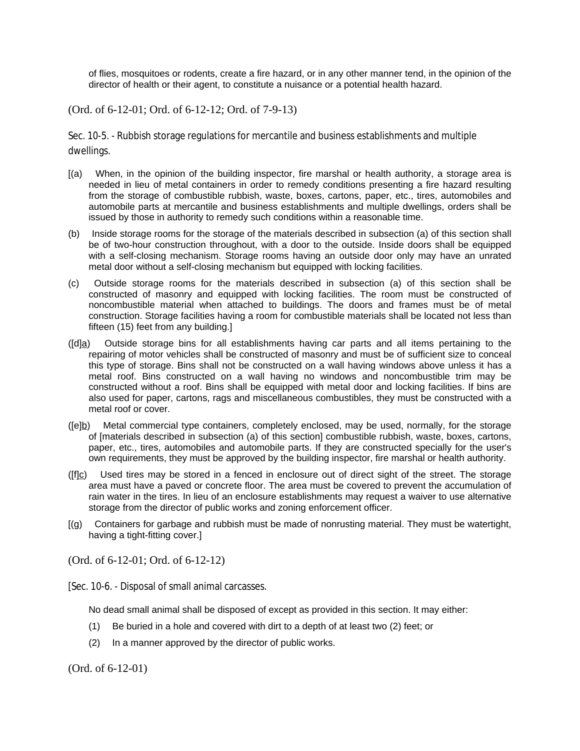of flies, mosquitoes or rodents, create a fire hazard, or in any other manner tend, in the opinion of the director of health or their agent, to constitute a nuisance or a potential health hazard.

(Ord. of 6-12-01; Ord. of 6-12-12; Ord. of 7-9-13)

### Sec. 10-5. - Rubbish storage regulations for mercantile and business establishments and multiple dwellings.

[(a) When, in the opinion of the building inspector, fire marshal or health authority, a storage area is needed in lieu of metal containers in order to remedy conditions presenting a fire hazard resulting from the storage of combustible rubbish, waste, boxes, cartons, paper, etc., tires, automobiles and automobile parts at mercantile and business establishments and multiple dwellings, orders shall be issued by those in authority to remedy such conditions within a reasonable time.

(b) Inside storage rooms for the storage of the materials described in subsection (a) of this section shall be of two-hour construction throughout, with a door to the outside. Inside doors shall be equipped with a self-closing mechanism. Storage rooms having an outside door only may have an unrated metal door without a self-closing mechanism but equipped with locking facilities.

(c) Outside storage rooms for the materials described in subsection (a) of this section shall be constructed of masonry and equipped with locking facilities. The room must be constructed of noncombustible material when attached to buildings. The doors and frames must be of metal construction. Storage facilities having a room for combustible materials shall be located not less than fifteen (15) feet from any building.]

([d]a) Outside storage bins for all establishments having car parts and all items pertaining to the repairing of motor vehicles shall be constructed of masonry and must be of sufficient size to conceal this type of storage. Bins shall not be constructed on a wall having windows above unless it has a metal roof. Bins constructed on a wall having no windows and noncombustible trim may be constructed without a roof. Bins shall be equipped with metal door and locking facilities. If bins are also used for paper, cartons, rags and miscellaneous combustibles, they must be constructed with a metal roof or cover.

([e]b) Metal commercial type containers, completely enclosed, may be used, normally, for the storage of [materials described in subsection (a) of this section] combustible rubbish, waste, boxes, cartons, paper, etc., tires, automobiles and automobile parts. If they are constructed specially for the user's own requirements, they must be approved by the building inspector, fire marshal or health authority.

([f]c) Used tires may be stored in a fenced in enclosure out of direct sight of the street. The storage area must have a paved or concrete floor. The area must be covered to prevent the accumulation of rain water in the tires. In lieu of an enclosure establishments may request a waiver to use alternative storage from the director of public works and zoning enforcement officer.

[(g) Containers for garbage and rubbish must be made of nonrusting material. They must be watertight, having a tight-fitting cover.]

(Ord. of 6-12-01; Ord. of 6-12-12)

### [Sec. 10-6. - Disposal of small animal carcasses.

No dead small animal shall be disposed of except as provided in this section. It may either:

(1) Be buried in a hole and covered with dirt to a depth of at least two (2) feet; or

(2) In a manner approved by the director of public works.

(Ord. of 6-12-01)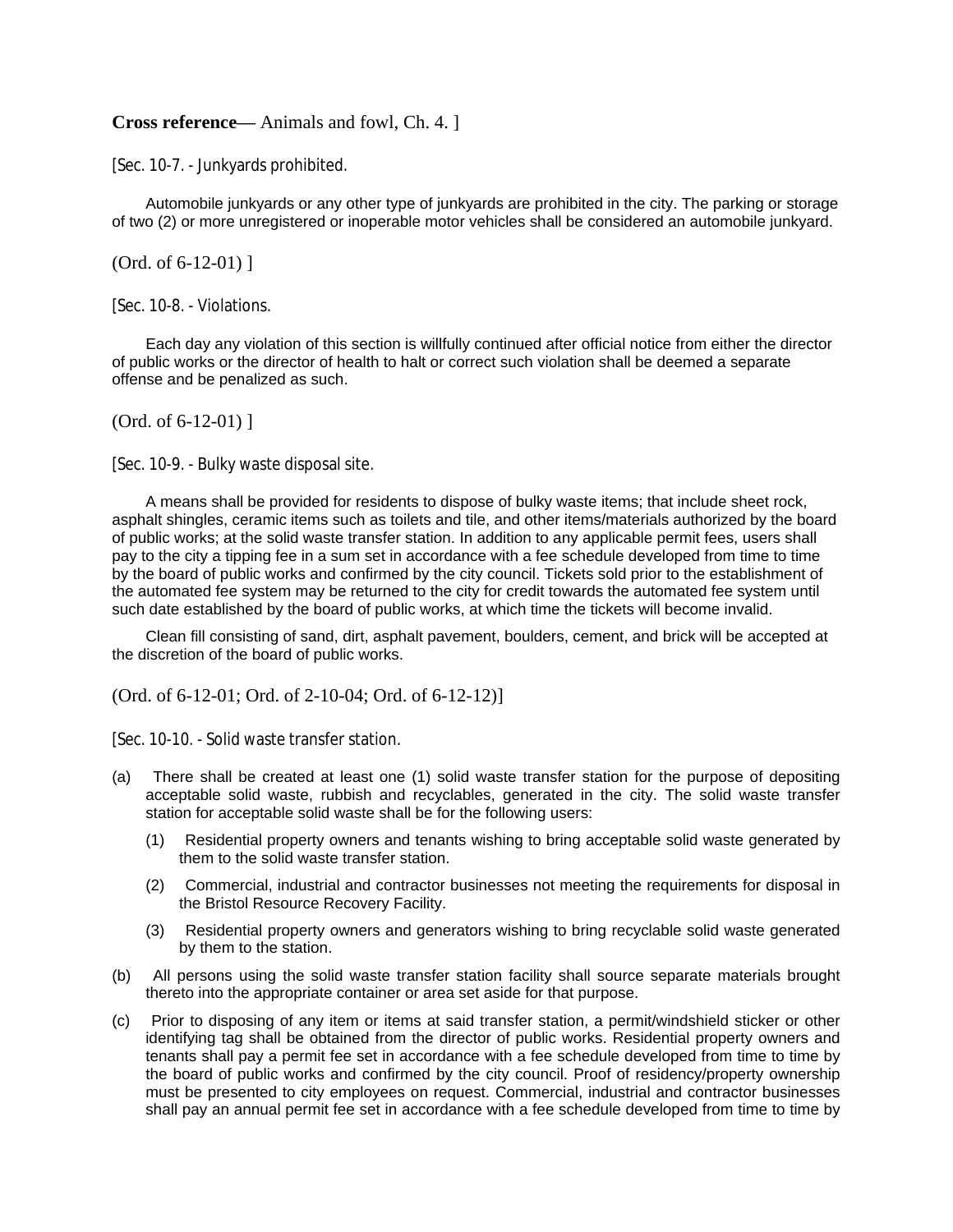**Cross reference—** Animals and fowl, Ch. 4. ]

[Sec. 10-7. - Junkyards prohibited.

Automobile junkyards or any other type of junkyards are prohibited in the city. The parking or storage of two (2) or more unregistered or inoperable motor vehicles shall be considered an automobile junkyard.

(Ord. of 6-12-01) ]

[Sec. 10-8. - Violations.

Each day any violation of this section is willfully continued after official notice from either the director of public works or the director of health to halt or correct such violation shall be deemed a separate offense and be penalized as such.

(Ord. of 6-12-01) ]

[Sec. 10-9. - Bulky waste disposal site.

A means shall be provided for residents to dispose of bulky waste items; that include sheet rock, asphalt shingles, ceramic items such as toilets and tile, and other items/materials authorized by the board of public works; at the solid waste transfer station. In addition to any applicable permit fees, users shall pay to the city a tipping fee in a sum set in accordance with a fee schedule developed from time to time by the board of public works and confirmed by the city council. Tickets sold prior to the establishment of the automated fee system may be returned to the city for credit towards the automated fee system until such date established by the board of public works, at which time the tickets will become invalid.

Clean fill consisting of sand, dirt, asphalt pavement, boulders, cement, and brick will be accepted at the discretion of the board of public works.

(Ord. of 6-12-01; Ord. of 2-10-04; Ord. of 6-12-12)]

[Sec. 10-10. - Solid waste transfer station.

(a) There shall be created at least one (1) solid waste transfer station for the purpose of depositing acceptable solid waste, rubbish and recyclables, generated in the city. The solid waste transfer station for acceptable solid waste shall be for the following users:

  (1) Residential property owners and tenants wishing to bring acceptable solid waste generated by them to the solid waste transfer station.

  (2) Commercial, industrial and contractor businesses not meeting the requirements for disposal in the Bristol Resource Recovery Facility.

  (3) Residential property owners and generators wishing to bring recyclable solid waste generated by them to the station.

(b) All persons using the solid waste transfer station facility shall source separate materials brought thereto into the appropriate container or area set aside for that purpose.

(c) Prior to disposing of any item or items at said transfer station, a permit/windshield sticker or other identifying tag shall be obtained from the director of public works. Residential property owners and tenants shall pay a permit fee set in accordance with a fee schedule developed from time to time by the board of public works and confirmed by the city council. Proof of residency/property ownership must be presented to city employees on request. Commercial, industrial and contractor businesses shall pay an annual permit fee set in accordance with a fee schedule developed from time to time by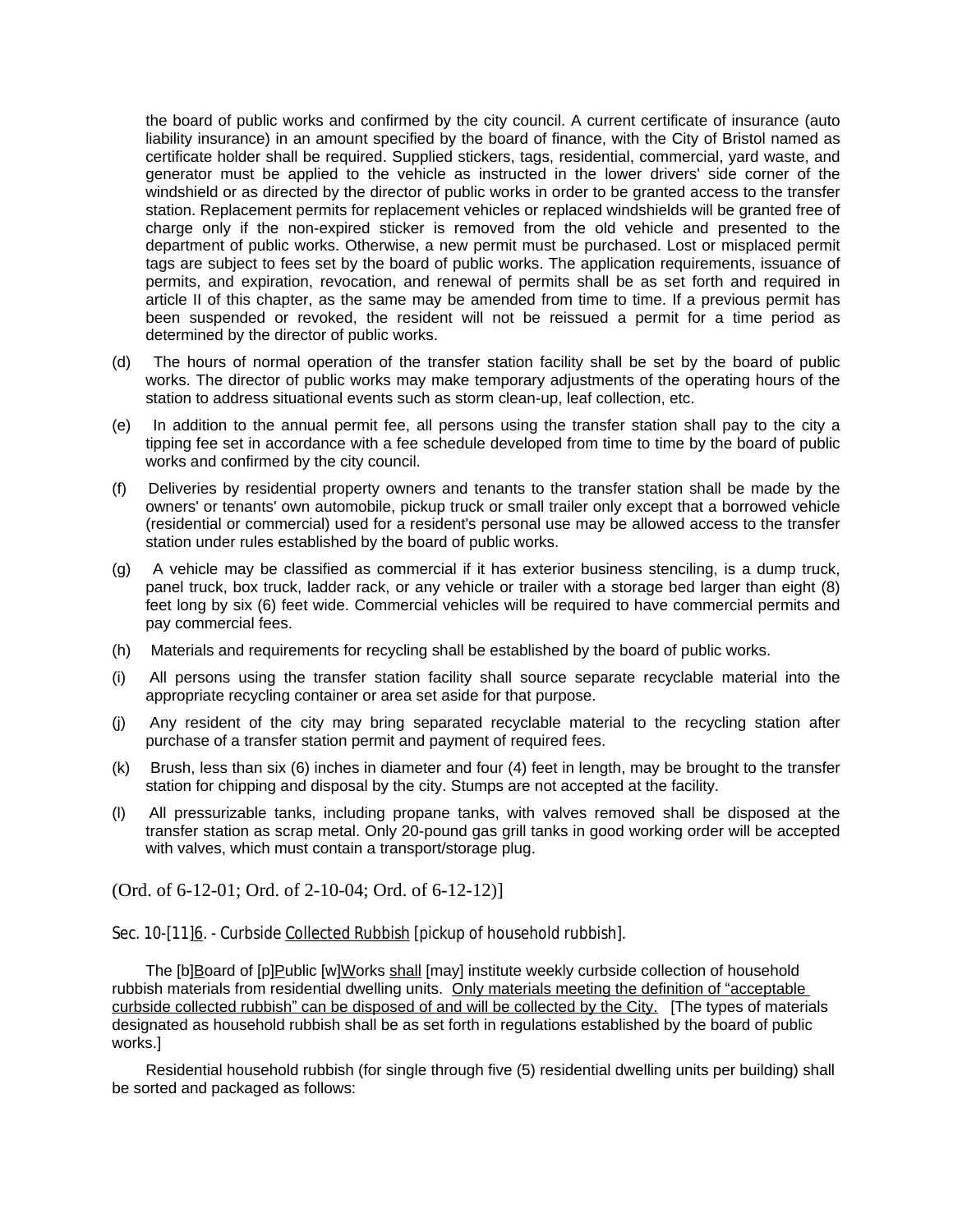the board of public works and confirmed by the city council. A current certificate of insurance (auto liability insurance) in an amount specified by the board of finance, with the City of Bristol named as certificate holder shall be required. Supplied stickers, tags, residential, commercial, yard waste, and generator must be applied to the vehicle as instructed in the lower drivers' side corner of the windshield or as directed by the director of public works in order to be granted access to the transfer station. Replacement permits for replacement vehicles or replaced windshields will be granted free of charge only if the non-expired sticker is removed from the old vehicle and presented to the department of public works. Otherwise, a new permit must be purchased. Lost or misplaced permit tags are subject to fees set by the board of public works. The application requirements, issuance of permits, and expiration, revocation, and renewal of permits shall be as set forth and required in article II of this chapter, as the same may be amended from time to time. If a previous permit has been suspended or revoked, the resident will not be reissued a permit for a time period as determined by the director of public works.

(d) The hours of normal operation of the transfer station facility shall be set by the board of public works. The director of public works may make temporary adjustments of the operating hours of the station to address situational events such as storm clean-up, leaf collection, etc.

(e) In addition to the annual permit fee, all persons using the transfer station shall pay to the city a tipping fee set in accordance with a fee schedule developed from time to time by the board of public works and confirmed by the city council.

(f) Deliveries by residential property owners and tenants to the transfer station shall be made by the owners' or tenants' own automobile, pickup truck or small trailer only except that a borrowed vehicle (residential or commercial) used for a resident's personal use may be allowed access to the transfer station under rules established by the board of public works.

(g) A vehicle may be classified as commercial if it has exterior business stenciling, is a dump truck, panel truck, box truck, ladder rack, or any vehicle or trailer with a storage bed larger than eight (8) feet long by six (6) feet wide. Commercial vehicles will be required to have commercial permits and pay commercial fees.

(h) Materials and requirements for recycling shall be established by the board of public works.

(i) All persons using the transfer station facility shall source separate recyclable material into the appropriate recycling container or area set aside for that purpose.

(j) Any resident of the city may bring separated recyclable material to the recycling station after purchase of a transfer station permit and payment of required fees.

(k) Brush, less than six (6) inches in diameter and four (4) feet in length, may be brought to the transfer station for chipping and disposal by the city. Stumps are not accepted at the facility.

(l) All pressurizable tanks, including propane tanks, with valves removed shall be disposed at the transfer station as scrap metal. Only 20-pound gas grill tanks in good working order will be accepted with valves, which must contain a transport/storage plug.

(Ord. of 6-12-01; Ord. of 2-10-04; Ord. of 6-12-12)]

Sec. 10-[11]<u>6</u>. - Curbside <u>Collected Rubbish</u> [pickup of household rubbish].

The [b]<u>B</u>oard of [p]<u>P</u>ublic [w]<u>W</u>orks <u>shall</u> [may] institute weekly curbside collection of household rubbish materials from residential dwelling units. <u>Only materials meeting the definition of "acceptable curbside collected rubbish" can be disposed of and will be collected by the City.</u> [The types of materials designated as household rubbish shall be as set forth in regulations established by the board of public works.]

Residential household rubbish (for single through five (5) residential dwelling units per building) shall be sorted and packaged as follows: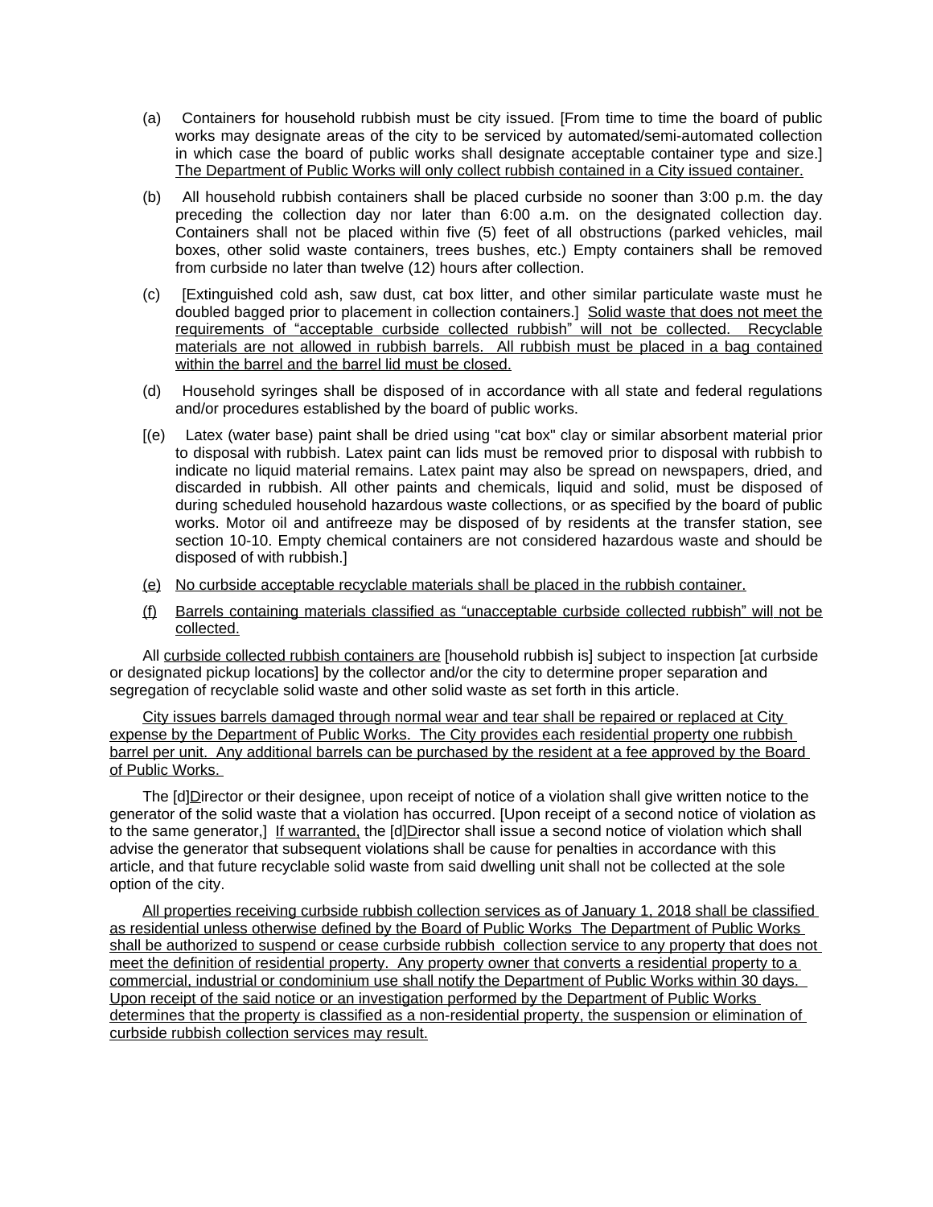(a) Containers for household rubbish must be city issued. [From time to time the board of public works may designate areas of the city to be serviced by automated/semi-automated collection in which case the board of public works shall designate acceptable container type and size.] The Department of Public Works will only collect rubbish contained in a City issued container.

(b) All household rubbish containers shall be placed curbside no sooner than 3:00 p.m. the day preceding the collection day nor later than 6:00 a.m. on the designated collection day. Containers shall not be placed within five (5) feet of all obstructions (parked vehicles, mail boxes, other solid waste containers, trees bushes, etc.) Empty containers shall be removed from curbside no later than twelve (12) hours after collection.

(c) [Extinguished cold ash, saw dust, cat box litter, and other similar particulate waste must he doubled bagged prior to placement in collection containers.] Solid waste that does not meet the requirements of "acceptable curbside collected rubbish" will not be collected. Recyclable materials are not allowed in rubbish barrels. All rubbish must be placed in a bag contained within the barrel and the barrel lid must be closed.

(d) Household syringes shall be disposed of in accordance with all state and federal regulations and/or procedures established by the board of public works.

[(e) Latex (water base) paint shall be dried using "cat box" clay or similar absorbent material prior to disposal with rubbish. Latex paint can lids must be removed prior to disposal with rubbish to indicate no liquid material remains. Latex paint may also be spread on newspapers, dried, and discarded in rubbish. All other paints and chemicals, liquid and solid, must be disposed of during scheduled household hazardous waste collections, or as specified by the board of public works. Motor oil and antifreeze may be disposed of by residents at the transfer station, see section 10-10. Empty chemical containers are not considered hazardous waste and should be disposed of with rubbish.]

(e) No curbside acceptable recyclable materials shall be placed in the rubbish container.

(f) Barrels containing materials classified as "unacceptable curbside collected rubbish" will not be collected.

All curbside collected rubbish containers are [household rubbish is] subject to inspection [at curbside or designated pickup locations] by the collector and/or the city to determine proper separation and segregation of recyclable solid waste and other solid waste as set forth in this article.

City issues barrels damaged through normal wear and tear shall be repaired or replaced at City expense by the Department of Public Works. The City provides each residential property one rubbish barrel per unit. Any additional barrels can be purchased by the resident at a fee approved by the Board of Public Works.

The [d]Director or their designee, upon receipt of notice of a violation shall give written notice to the generator of the solid waste that a violation has occurred. [Upon receipt of a second notice of violation as to the same generator,] If warranted, the [d]Director shall issue a second notice of violation which shall advise the generator that subsequent violations shall be cause for penalties in accordance with this article, and that future recyclable solid waste from said dwelling unit shall not be collected at the sole option of the city.

All properties receiving curbside rubbish collection services as of January 1, 2018 shall be classified as residential unless otherwise defined by the Board of Public Works The Department of Public Works shall be authorized to suspend or cease curbside rubbish collection service to any property that does not meet the definition of residential property. Any property owner that converts a residential property to a commercial, industrial or condominium use shall notify the Department of Public Works within 30 days. Upon receipt of the said notice or an investigation performed by the Department of Public Works determines that the property is classified as a non-residential property, the suspension or elimination of curbside rubbish collection services may result.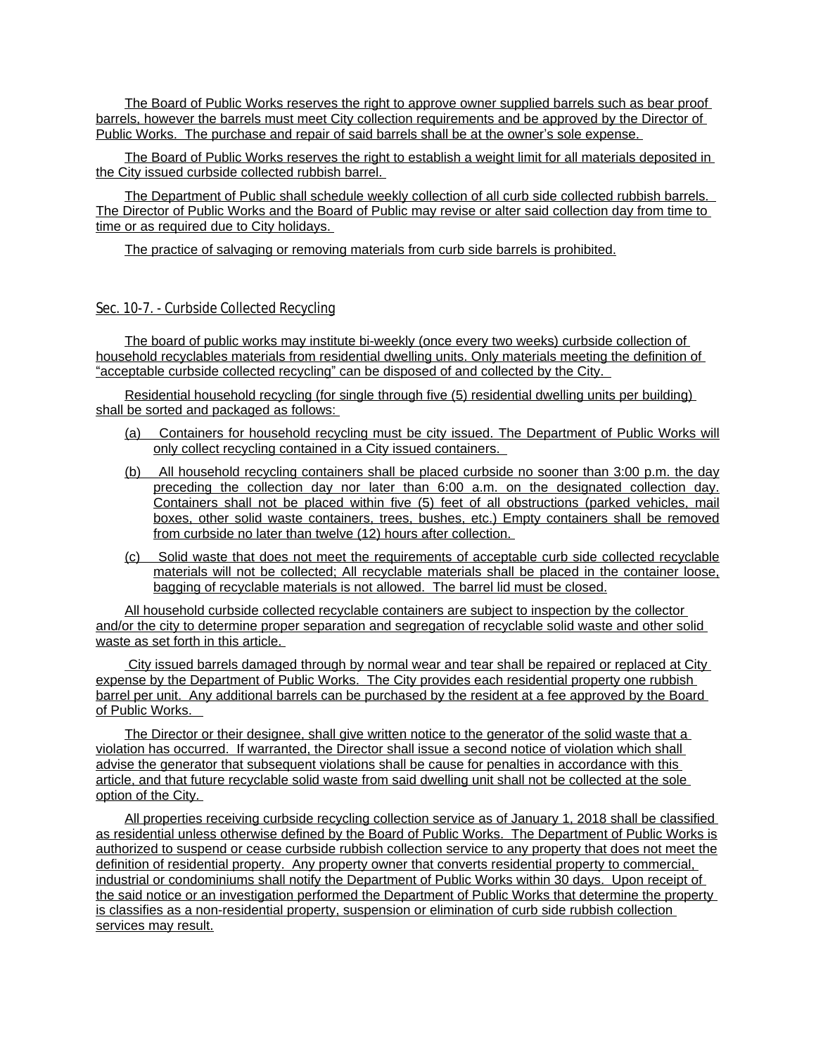The Board of Public Works reserves the right to approve owner supplied barrels such as bear proof barrels, however the barrels must meet City collection requirements and be approved by the Director of Public Works. The purchase and repair of said barrels shall be at the owner's sole expense.

The Board of Public Works reserves the right to establish a weight limit for all materials deposited in the City issued curbside collected rubbish barrel.

The Department of Public shall schedule weekly collection of all curb side collected rubbish barrels. The Director of Public Works and the Board of Public may revise or alter said collection day from time to time or as required due to City holidays.

The practice of salvaging or removing materials from curb side barrels is prohibited.

## Sec. 10-7. - Curbside Collected Recycling

The board of public works may institute bi-weekly (once every two weeks) curbside collection of household recyclables materials from residential dwelling units. Only materials meeting the definition of "acceptable curbside collected recycling" can be disposed of and collected by the City.

Residential household recycling (for single through five (5) residential dwelling units per building) shall be sorted and packaged as follows:

(a) Containers for household recycling must be city issued. The Department of Public Works will only collect recycling contained in a City issued containers.

(b) All household recycling containers shall be placed curbside no sooner than 3:00 p.m. the day preceding the collection day nor later than 6:00 a.m. on the designated collection day. Containers shall not be placed within five (5) feet of all obstructions (parked vehicles, mail boxes, other solid waste containers, trees, bushes, etc.) Empty containers shall be removed from curbside no later than twelve (12) hours after collection.

(c) Solid waste that does not meet the requirements of acceptable curb side collected recyclable materials will not be collected; All recyclable materials shall be placed in the container loose, bagging of recyclable materials is not allowed. The barrel lid must be closed.

All household curbside collected recyclable containers are subject to inspection by the collector and/or the city to determine proper separation and segregation of recyclable solid waste and other solid waste as set forth in this article.

City issued barrels damaged through by normal wear and tear shall be repaired or replaced at City expense by the Department of Public Works. The City provides each residential property one rubbish barrel per unit. Any additional barrels can be purchased by the resident at a fee approved by the Board of Public Works.

The Director or their designee, shall give written notice to the generator of the solid waste that a violation has occurred. If warranted, the Director shall issue a second notice of violation which shall advise the generator that subsequent violations shall be cause for penalties in accordance with this article, and that future recyclable solid waste from said dwelling unit shall not be collected at the sole option of the City.

All properties receiving curbside recycling collection service as of January 1, 2018 shall be classified as residential unless otherwise defined by the Board of Public Works. The Department of Public Works is authorized to suspend or cease curbside rubbish collection service to any property that does not meet the definition of residential property. Any property owner that converts residential property to commercial, industrial or condominiums shall notify the Department of Public Works within 30 days. Upon receipt of the said notice or an investigation performed the Department of Public Works that determine the property is classifies as a non-residential property, suspension or elimination of curb side rubbish collection services may result.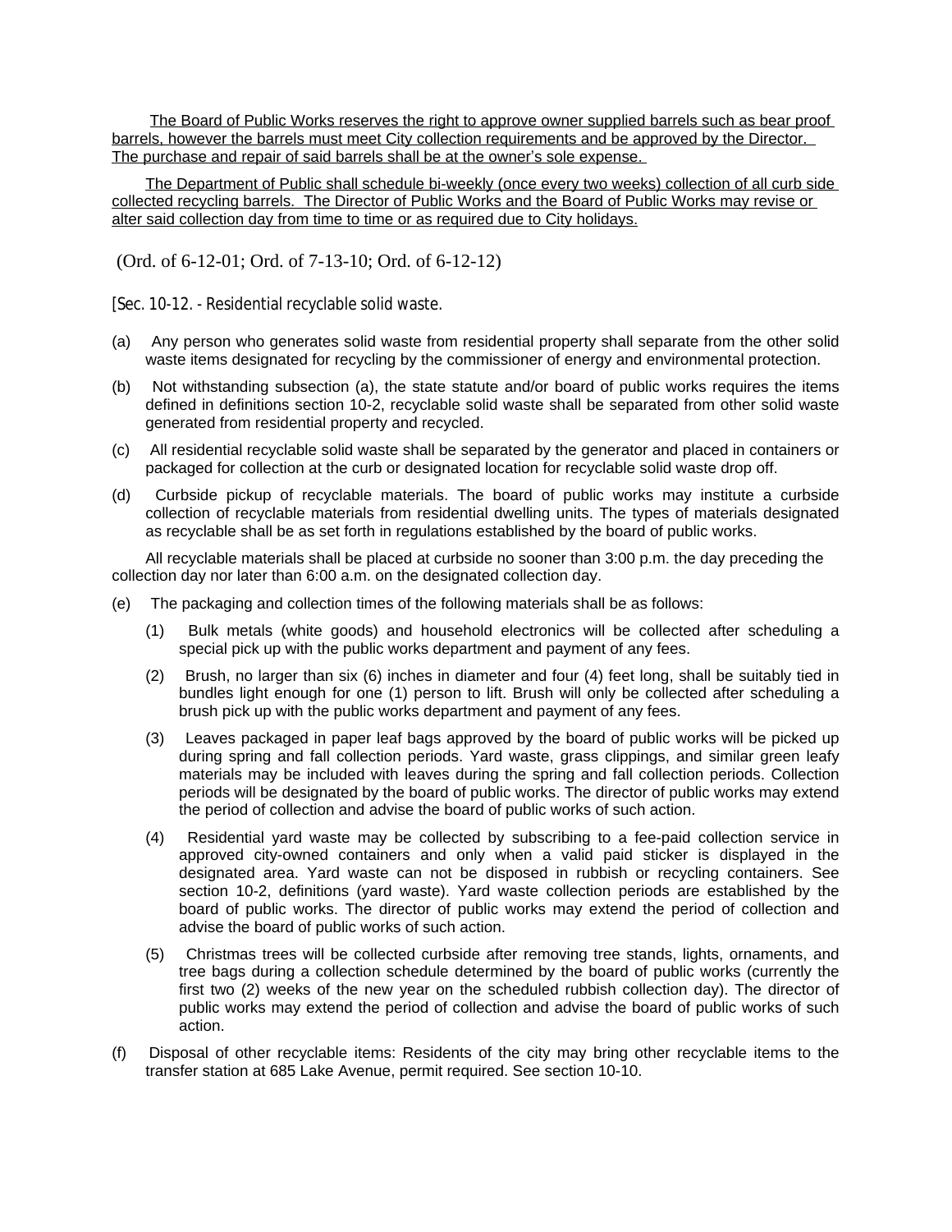The Board of Public Works reserves the right to approve owner supplied barrels such as bear proof barrels, however the barrels must meet City collection requirements and be approved by the Director. The purchase and repair of said barrels shall be at the owner's sole expense.

The Department of Public shall schedule bi-weekly (once every two weeks) collection of all curb side collected recycling barrels. The Director of Public Works and the Board of Public Works may revise or alter said collection day from time to time or as required due to City holidays.

(Ord. of 6-12-01; Ord. of 7-13-10; Ord. of 6-12-12)

[Sec. 10-12. - Residential recyclable solid waste.

(a) Any person who generates solid waste from residential property shall separate from the other solid waste items designated for recycling by the commissioner of energy and environmental protection.

(b) Not withstanding subsection (a), the state statute and/or board of public works requires the items defined in definitions section 10-2, recyclable solid waste shall be separated from other solid waste generated from residential property and recycled.

(c) All residential recyclable solid waste shall be separated by the generator and placed in containers or packaged for collection at the curb or designated location for recyclable solid waste drop off.

(d) Curbside pickup of recyclable materials. The board of public works may institute a curbside collection of recyclable materials from residential dwelling units. The types of materials designated as recyclable shall be as set forth in regulations established by the board of public works.

All recyclable materials shall be placed at curbside no sooner than 3:00 p.m. the day preceding the collection day nor later than 6:00 a.m. on the designated collection day.

(e) The packaging and collection times of the following materials shall be as follows:

(1) Bulk metals (white goods) and household electronics will be collected after scheduling a special pick up with the public works department and payment of any fees.

(2) Brush, no larger than six (6) inches in diameter and four (4) feet long, shall be suitably tied in bundles light enough for one (1) person to lift. Brush will only be collected after scheduling a brush pick up with the public works department and payment of any fees.

(3) Leaves packaged in paper leaf bags approved by the board of public works will be picked up during spring and fall collection periods. Yard waste, grass clippings, and similar green leafy materials may be included with leaves during the spring and fall collection periods. Collection periods will be designated by the board of public works. The director of public works may extend the period of collection and advise the board of public works of such action.

(4) Residential yard waste may be collected by subscribing to a fee-paid collection service in approved city-owned containers and only when a valid paid sticker is displayed in the designated area. Yard waste can not be disposed in rubbish or recycling containers. See section 10-2, definitions (yard waste). Yard waste collection periods are established by the board of public works. The director of public works may extend the period of collection and advise the board of public works of such action.

(5) Christmas trees will be collected curbside after removing tree stands, lights, ornaments, and tree bags during a collection schedule determined by the board of public works (currently the first two (2) weeks of the new year on the scheduled rubbish collection day). The director of public works may extend the period of collection and advise the board of public works of such action.

(f) Disposal of other recyclable items: Residents of the city may bring other recyclable items to the transfer station at 685 Lake Avenue, permit required. See section 10-10.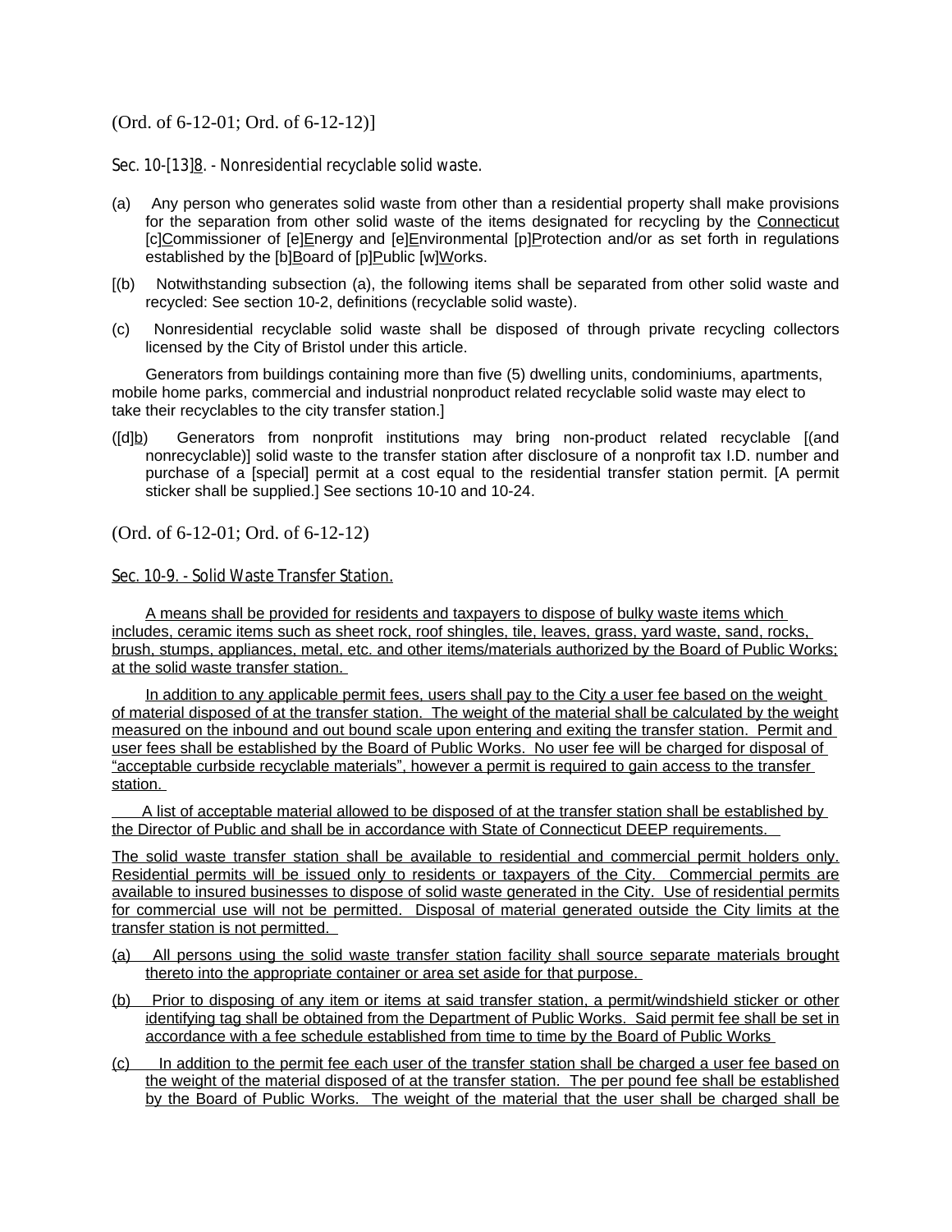(Ord. of 6-12-01; Ord. of 6-12-12)]

Sec. 10-[13]8. - Nonresidential recyclable solid waste.

(a) Any person who generates solid waste from other than a residential property shall make provisions for the separation from other solid waste of the items designated for recycling by the Connecticut [c]Commissioner of [e]Energy and [e]Environmental [p]Protection and/or as set forth in regulations established by the [b]Board of [p]Public [w]Works.

[(b) Notwithstanding subsection (a), the following items shall be separated from other solid waste and recycled: See section 10-2, definitions (recyclable solid waste).

(c) Nonresidential recyclable solid waste shall be disposed of through private recycling collectors licensed by the City of Bristol under this article.

Generators from buildings containing more than five (5) dwelling units, condominiums, apartments, mobile home parks, commercial and industrial nonproduct related recyclable solid waste may elect to take their recyclables to the city transfer station.]

([d]b) Generators from nonprofit institutions may bring non-product related recyclable [(and nonrecyclable)] solid waste to the transfer station after disclosure of a nonprofit tax I.D. number and purchase of a [special] permit at a cost equal to the residential transfer station permit. [A permit sticker shall be supplied.] See sections 10-10 and 10-24.

(Ord. of 6-12-01; Ord. of 6-12-12)

Sec. 10-9. - Solid Waste Transfer Station.

A means shall be provided for residents and taxpayers to dispose of bulky waste items which includes, ceramic items such as sheet rock, roof shingles, tile, leaves, grass, yard waste, sand, rocks, brush, stumps, appliances, metal, etc. and other items/materials authorized by the Board of Public Works; at the solid waste transfer station.

In addition to any applicable permit fees, users shall pay to the City a user fee based on the weight of material disposed of at the transfer station. The weight of the material shall be calculated by the weight measured on the inbound and out bound scale upon entering and exiting the transfer station. Permit and user fees shall be established by the Board of Public Works. No user fee will be charged for disposal of "acceptable curbside recyclable materials", however a permit is required to gain access to the transfer station.

A list of acceptable material allowed to be disposed of at the transfer station shall be established by the Director of Public and shall be in accordance with State of Connecticut DEEP requirements.

The solid waste transfer station shall be available to residential and commercial permit holders only. Residential permits will be issued only to residents or taxpayers of the City. Commercial permits are available to insured businesses to dispose of solid waste generated in the City. Use of residential permits for commercial use will not be permitted. Disposal of material generated outside the City limits at the transfer station is not permitted.

(a) All persons using the solid waste transfer station facility shall source separate materials brought thereto into the appropriate container or area set aside for that purpose.

(b) Prior to disposing of any item or items at said transfer station, a permit/windshield sticker or other identifying tag shall be obtained from the Department of Public Works. Said permit fee shall be set in accordance with a fee schedule established from time to time by the Board of Public Works

(c) In addition to the permit fee each user of the transfer station shall be charged a user fee based on the weight of the material disposed of at the transfer station. The per pound fee shall be established by the Board of Public Works. The weight of the material that the user shall be charged shall be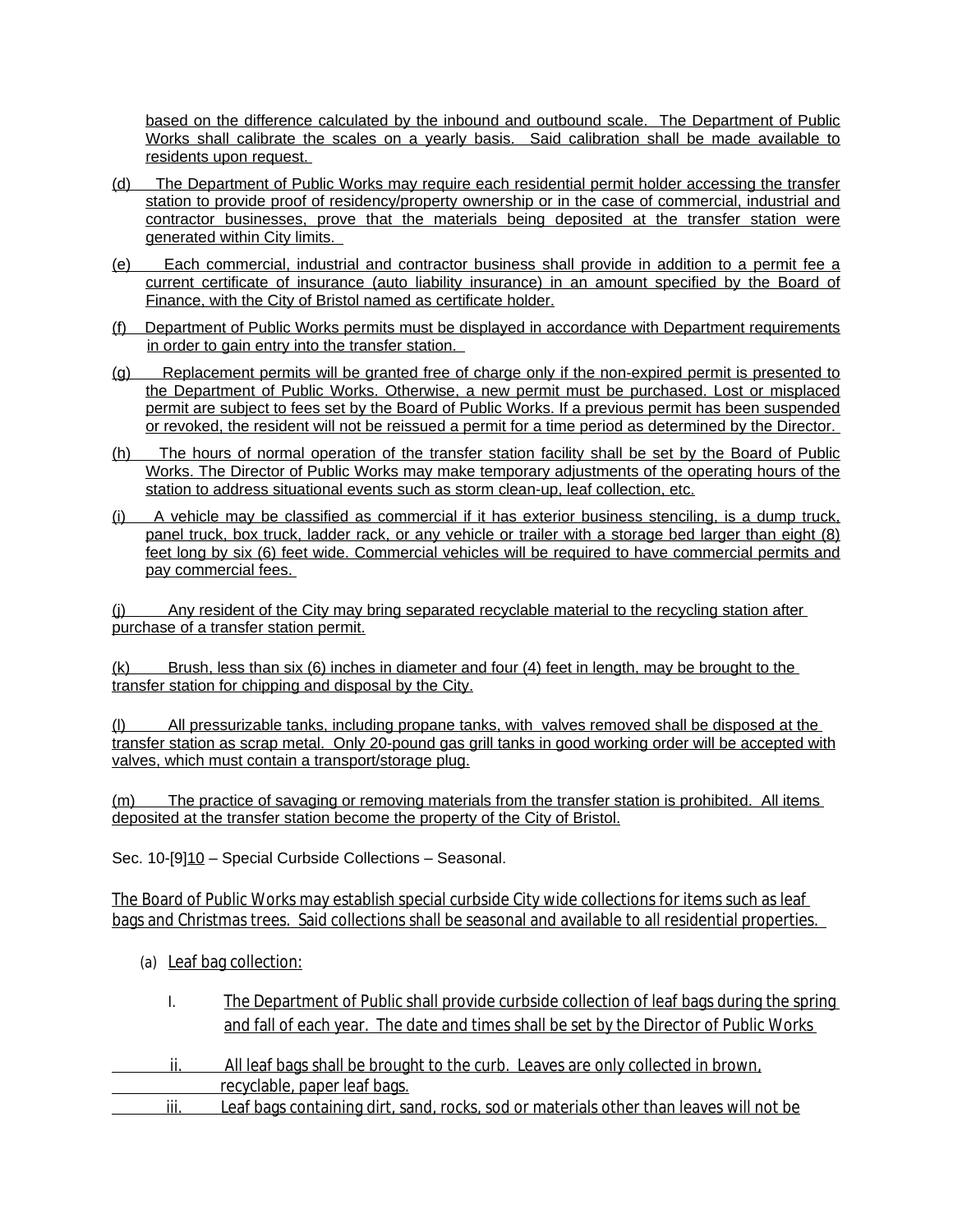based on the difference calculated by the inbound and outbound scale. The Department of Public Works shall calibrate the scales on a yearly basis. Said calibration shall be made available to residents upon request.

(d) The Department of Public Works may require each residential permit holder accessing the transfer station to provide proof of residency/property ownership or in the case of commercial, industrial and contractor businesses, prove that the materials being deposited at the transfer station were generated within City limits.

(e) Each commercial, industrial and contractor business shall provide in addition to a permit fee a current certificate of insurance (auto liability insurance) in an amount specified by the Board of Finance, with the City of Bristol named as certificate holder.

(f) Department of Public Works permits must be displayed in accordance with Department requirements in order to gain entry into the transfer station.

(g) Replacement permits will be granted free of charge only if the non-expired permit is presented to the Department of Public Works. Otherwise, a new permit must be purchased. Lost or misplaced permit are subject to fees set by the Board of Public Works. If a previous permit has been suspended or revoked, the resident will not be reissued a permit for a time period as determined by the Director.

(h) The hours of normal operation of the transfer station facility shall be set by the Board of Public Works. The Director of Public Works may make temporary adjustments of the operating hours of the station to address situational events such as storm clean-up, leaf collection, etc.

(i) A vehicle may be classified as commercial if it has exterior business stenciling, is a dump truck, panel truck, box truck, ladder rack, or any vehicle or trailer with a storage bed larger than eight (8) feet long by six (6) feet wide. Commercial vehicles will be required to have commercial permits and pay commercial fees.

(j) Any resident of the City may bring separated recyclable material to the recycling station after purchase of a transfer station permit.

(k) Brush, less than six (6) inches in diameter and four (4) feet in length, may be brought to the transfer station for chipping and disposal by the City.

(l) All pressurizable tanks, including propane tanks, with valves removed shall be disposed at the transfer station as scrap metal. Only 20-pound gas grill tanks in good working order will be accepted with valves, which must contain a transport/storage plug.

(m) The practice of savaging or removing materials from the transfer station is prohibited. All items deposited at the transfer station become the property of the City of Bristol.

Sec. 10-[9]10 – Special Curbside Collections – Seasonal.

The Board of Public Works may establish special curbside City wide collections for items such as leaf bags and Christmas trees. Said collections shall be seasonal and available to all residential properties.

(a) Leaf bag collection:

i. The Department of Public shall provide curbside collection of leaf bags during the spring and fall of each year. The date and times shall be set by the Director of Public Works

ii. All leaf bags shall be brought to the curb. Leaves are only collected in brown, recyclable, paper leaf bags.

iii. Leaf bags containing dirt, sand, rocks, sod or materials other than leaves will not be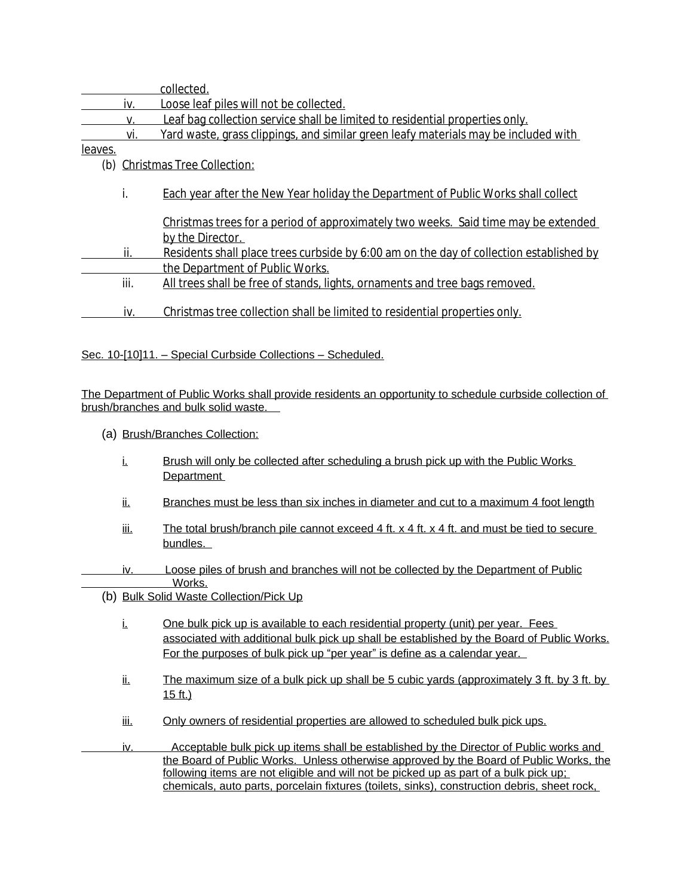collected.

iv. Loose leaf piles will not be collected.

v. Leaf bag collection service shall be limited to residential properties only.

vi. Yard waste, grass clippings, and similar green leafy materials may be included with leaves.

(b) Christmas Tree Collection:

i. Each year after the New Year holiday the Department of Public Works shall collect Christmas trees for a period of approximately two weeks. Said time may be extended by the Director.

ii. Residents shall place trees curbside by 6:00 am on the day of collection established by the Department of Public Works.

iii. All trees shall be free of stands, lights, ornaments and tree bags removed.

iv. Christmas tree collection shall be limited to residential properties only.

Sec. 10-[10]11. – Special Curbside Collections – Scheduled.

The Department of Public Works shall provide residents an opportunity to schedule curbside collection of brush/branches and bulk solid waste.

(a) Brush/Branches Collection:

i. Brush will only be collected after scheduling a brush pick up with the Public Works Department

ii. Branches must be less than six inches in diameter and cut to a maximum 4 foot length

iii. The total brush/branch pile cannot exceed 4 ft. x 4 ft. x 4 ft. and must be tied to secure bundles.

iv. Loose piles of brush and branches will not be collected by the Department of Public Works.

(b) Bulk Solid Waste Collection/Pick Up

i. One bulk pick up is available to each residential property (unit) per year. Fees associated with additional bulk pick up shall be established by the Board of Public Works. For the purposes of bulk pick up "per year" is define as a calendar year.

ii. The maximum size of a bulk pick up shall be 5 cubic yards (approximately 3 ft. by 3 ft. by 15 ft.)

iii. Only owners of residential properties are allowed to scheduled bulk pick ups.

iv. Acceptable bulk pick up items shall be established by the Director of Public works and the Board of Public Works. Unless otherwise approved by the Board of Public Works, the following items are not eligible and will not be picked up as part of a bulk pick up; chemicals, auto parts, porcelain fixtures (toilets, sinks), construction debris, sheet rock,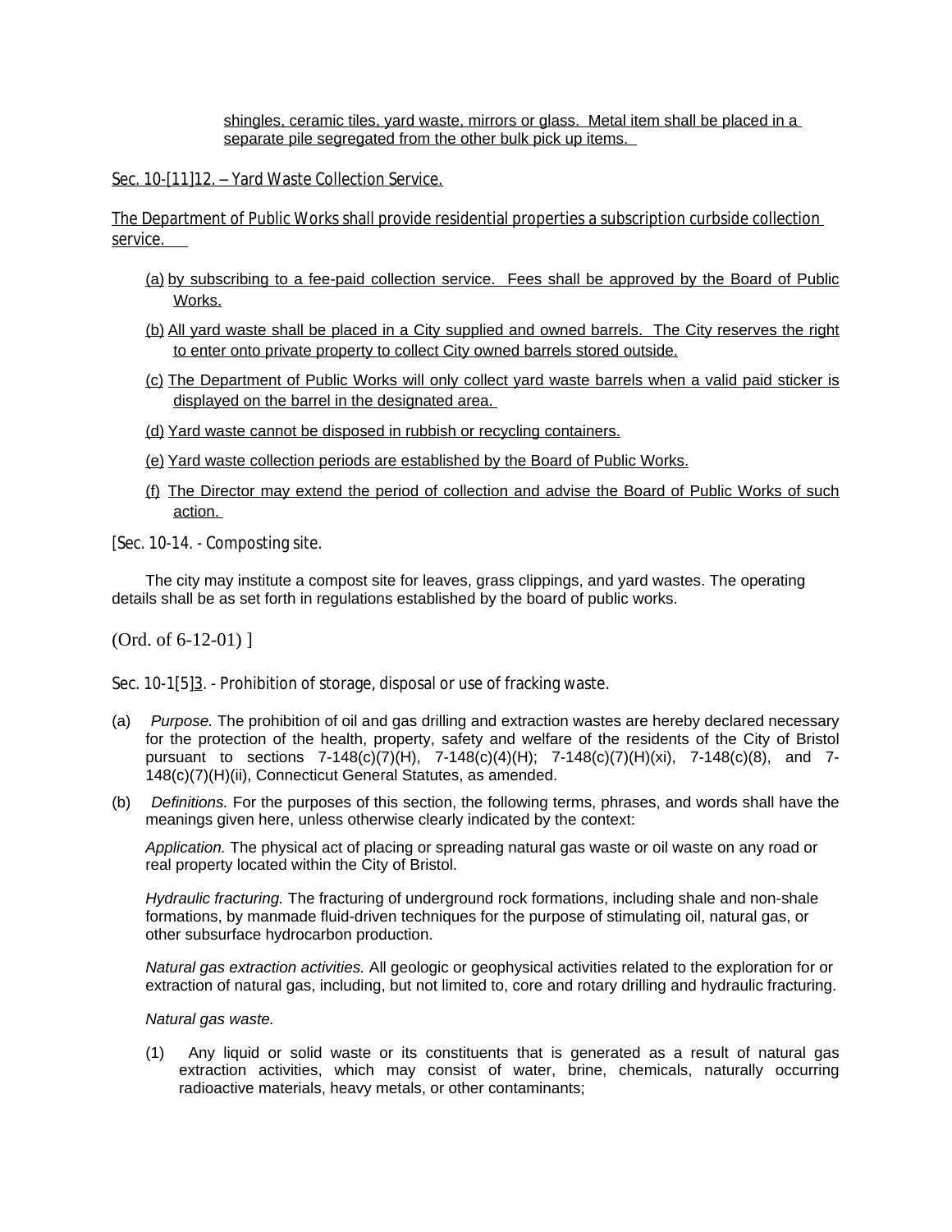shingles, ceramic tiles, yard waste, mirrors or glass. Metal item shall be placed in a separate pile segregated from the other bulk pick up items.

### Sec. 10-[11]12. – Yard Waste Collection Service.

The Department of Public Works shall provide residential properties a subscription curbside collection service.

(a) by subscribing to a fee-paid collection service. Fees shall be approved by the Board of Public Works.

(b) All yard waste shall be placed in a City supplied and owned barrels. The City reserves the right to enter onto private property to collect City owned barrels stored outside.

(c) The Department of Public Works will only collect yard waste barrels when a valid paid sticker is displayed on the barrel in the designated area.

(d) Yard waste cannot be disposed in rubbish or recycling containers.

(e) Yard waste collection periods are established by the Board of Public Works.

(f) The Director may extend the period of collection and advise the Board of Public Works of such action.

### [Sec. 10-14. - Composting site.

The city may institute a compost site for leaves, grass clippings, and yard wastes. The operating details shall be as set forth in regulations established by the board of public works.

(Ord. of 6-12-01) ]

### Sec. 10-1[5]3. - Prohibition of storage, disposal or use of fracking waste.

(a) *Purpose.* The prohibition of oil and gas drilling and extraction wastes are hereby declared necessary for the protection of the health, property, safety and welfare of the residents of the City of Bristol pursuant to sections 7-148(c)(7)(H), 7-148(c)(4)(H); 7-148(c)(7)(H)(xi), 7-148(c)(8), and 7-148(c)(7)(H)(ii), Connecticut General Statutes, as amended.

(b) *Definitions.* For the purposes of this section, the following terms, phrases, and words shall have the meanings given here, unless otherwise clearly indicated by the context:

*Application.* The physical act of placing or spreading natural gas waste or oil waste on any road or real property located within the City of Bristol.

*Hydraulic fracturing.* The fracturing of underground rock formations, including shale and non-shale formations, by manmade fluid-driven techniques for the purpose of stimulating oil, natural gas, or other subsurface hydrocarbon production.

*Natural gas extraction activities.* All geologic or geophysical activities related to the exploration for or extraction of natural gas, including, but not limited to, core and rotary drilling and hydraulic fracturing.

*Natural gas waste.*

(1) Any liquid or solid waste or its constituents that is generated as a result of natural gas extraction activities, which may consist of water, brine, chemicals, naturally occurring radioactive materials, heavy metals, or other contaminants;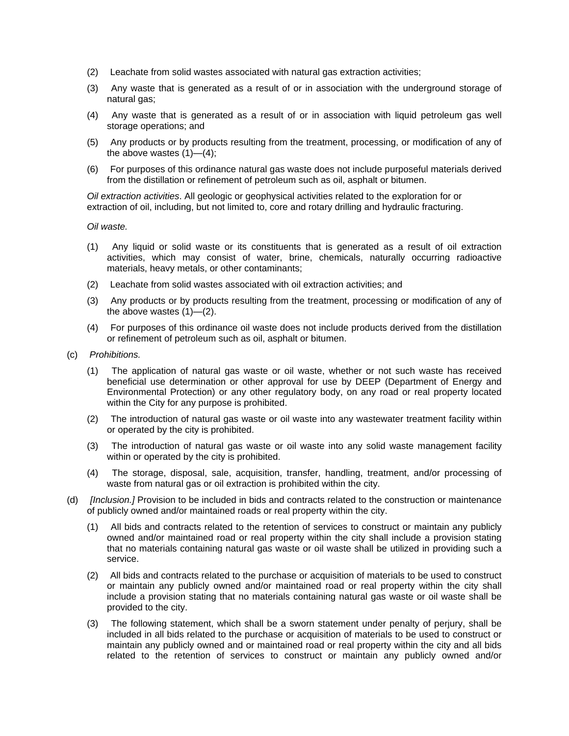(2) Leachate from solid wastes associated with natural gas extraction activities;

(3) Any waste that is generated as a result of or in association with the underground storage of natural gas;

(4) Any waste that is generated as a result of or in association with liquid petroleum gas well storage operations; and

(5) Any products or by products resulting from the treatment, processing, or modification of any of the above wastes (1)—(4);

(6) For purposes of this ordinance natural gas waste does not include purposeful materials derived from the distillation or refinement of petroleum such as oil, asphalt or bitumen.

*Oil extraction activities*. All geologic or geophysical activities related to the exploration for or extraction of oil, including, but not limited to, core and rotary drilling and hydraulic fracturing.

*Oil waste.*

(1) Any liquid or solid waste or its constituents that is generated as a result of oil extraction activities, which may consist of water, brine, chemicals, naturally occurring radioactive materials, heavy metals, or other contaminants;

(2) Leachate from solid wastes associated with oil extraction activities; and

(3) Any products or by products resulting from the treatment, processing or modification of any of the above wastes (1)—(2).

(4) For purposes of this ordinance oil waste does not include products derived from the distillation or refinement of petroleum such as oil, asphalt or bitumen.

(c) *Prohibitions.*

(1) The application of natural gas waste or oil waste, whether or not such waste has received beneficial use determination or other approval for use by DEEP (Department of Energy and Environmental Protection) or any other regulatory body, on any road or real property located within the City for any purpose is prohibited.

(2) The introduction of natural gas waste or oil waste into any wastewater treatment facility within or operated by the city is prohibited.

(3) The introduction of natural gas waste or oil waste into any solid waste management facility within or operated by the city is prohibited.

(4) The storage, disposal, sale, acquisition, transfer, handling, treatment, and/or processing of waste from natural gas or oil extraction is prohibited within the city.

(d) *[Inclusion.]* Provision to be included in bids and contracts related to the construction or maintenance of publicly owned and/or maintained roads or real property within the city.

(1) All bids and contracts related to the retention of services to construct or maintain any publicly owned and/or maintained road or real property within the city shall include a provision stating that no materials containing natural gas waste or oil waste shall be utilized in providing such a service.

(2) All bids and contracts related to the purchase or acquisition of materials to be used to construct or maintain any publicly owned and/or maintained road or real property within the city shall include a provision stating that no materials containing natural gas waste or oil waste shall be provided to the city.

(3) The following statement, which shall be a sworn statement under penalty of perjury, shall be included in all bids related to the purchase or acquisition of materials to be used to construct or maintain any publicly owned and or maintained road or real property within the city and all bids related to the retention of services to construct or maintain any publicly owned and/or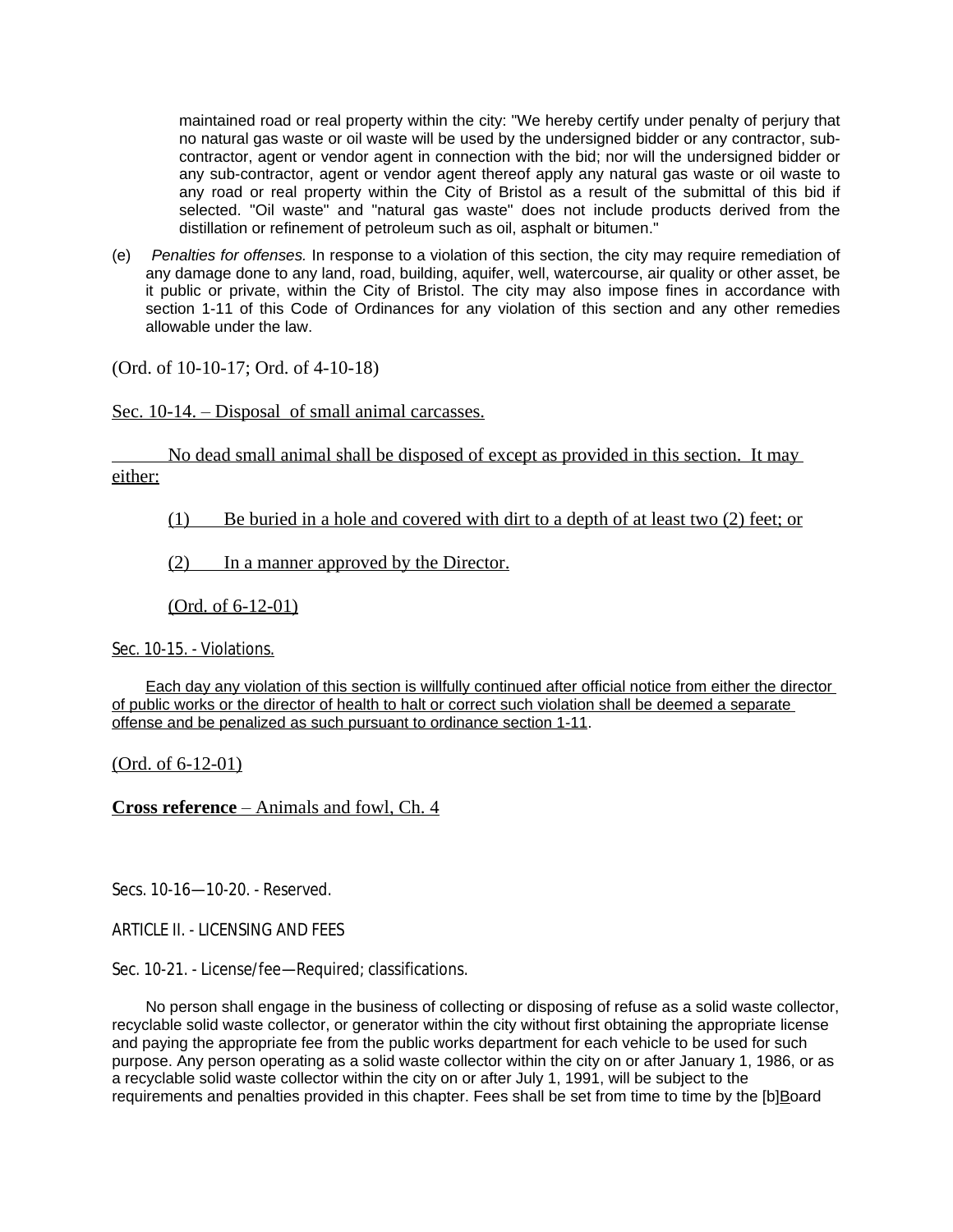maintained road or real property within the city: "We hereby certify under penalty of perjury that no natural gas waste or oil waste will be used by the undersigned bidder or any contractor, sub-contractor, agent or vendor agent in connection with the bid; nor will the undersigned bidder or any sub-contractor, agent or vendor agent thereof apply any natural gas waste or oil waste to any road or real property within the City of Bristol as a result of the submittal of this bid if selected. "Oil waste" and "natural gas waste" does not include products derived from the distillation or refinement of petroleum such as oil, asphalt or bitumen."

(e) *Penalties for offenses.* In response to a violation of this section, the city may require remediation of any damage done to any land, road, building, aquifer, well, watercourse, air quality or other asset, be it public or private, within the City of Bristol. The city may also impose fines in accordance with section 1-11 of this Code of Ordinances for any violation of this section and any other remedies allowable under the law.

(Ord. of 10-10-17; Ord. of 4-10-18)

Sec. 10-14. – Disposal of small animal carcasses.

No dead small animal shall be disposed of except as provided in this section. It may either:

(1) Be buried in a hole and covered with dirt to a depth of at least two (2) feet; or

(2) In a manner approved by the Director.

(Ord. of 6-12-01)

Sec. 10-15. - Violations.

Each day any violation of this section is willfully continued after official notice from either the director of public works or the director of health to halt or correct such violation shall be deemed a separate offense and be penalized as such pursuant to ordinance section 1-11.

(Ord. of 6-12-01)

**Cross reference** – Animals and fowl, Ch. 4

Secs. 10-16—10-20. - Reserved.

ARTICLE II. - LICENSING AND FEES

Sec. 10-21. - License/fee—Required; classifications.

No person shall engage in the business of collecting or disposing of refuse as a solid waste collector, recyclable solid waste collector, or generator within the city without first obtaining the appropriate license and paying the appropriate fee from the public works department for each vehicle to be used for such purpose. Any person operating as a solid waste collector within the city on or after January 1, 1986, or as a recyclable solid waste collector within the city on or after July 1, 1991, will be subject to the requirements and penalties provided in this chapter. Fees shall be set from time to time by the [b]Board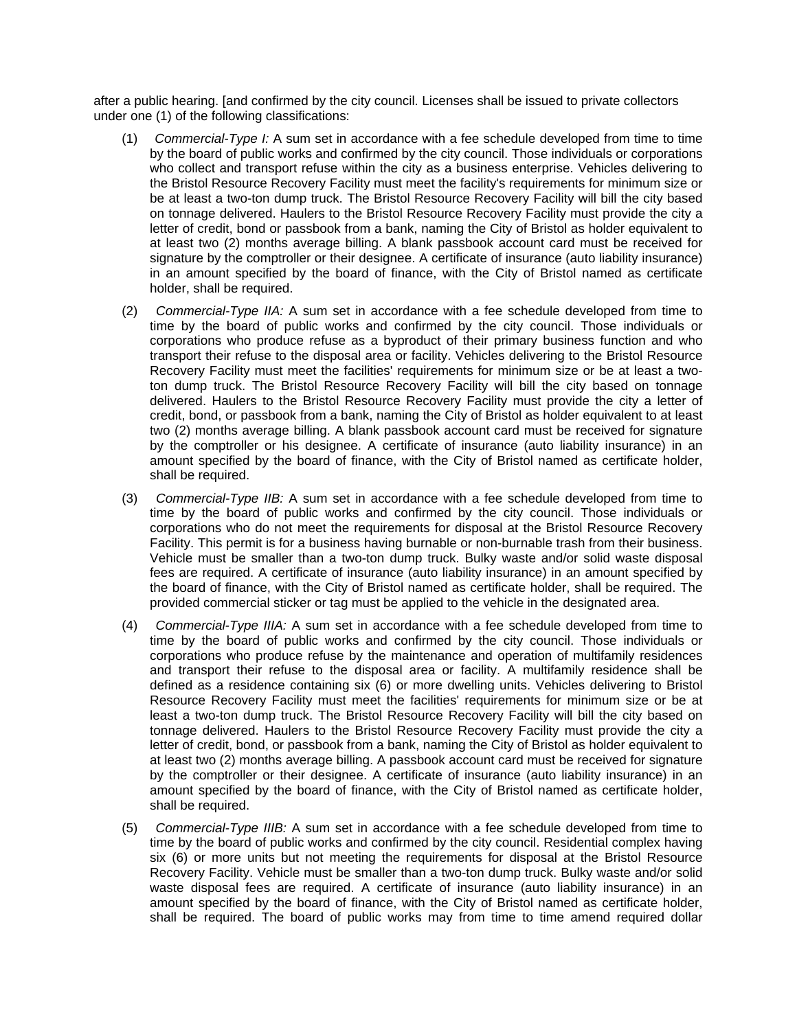after a public hearing. [and confirmed by the city council. Licenses shall be issued to private collectors under one (1) of the following classifications:

(1) *Commercial-Type I:* A sum set in accordance with a fee schedule developed from time to time by the board of public works and confirmed by the city council. Those individuals or corporations who collect and transport refuse within the city as a business enterprise. Vehicles delivering to the Bristol Resource Recovery Facility must meet the facility's requirements for minimum size or be at least a two-ton dump truck. The Bristol Resource Recovery Facility will bill the city based on tonnage delivered. Haulers to the Bristol Resource Recovery Facility must provide the city a letter of credit, bond or passbook from a bank, naming the City of Bristol as holder equivalent to at least two (2) months average billing. A blank passbook account card must be received for signature by the comptroller or their designee. A certificate of insurance (auto liability insurance) in an amount specified by the board of finance, with the City of Bristol named as certificate holder, shall be required.

(2) *Commercial-Type IIA:* A sum set in accordance with a fee schedule developed from time to time by the board of public works and confirmed by the city council. Those individuals or corporations who produce refuse as a byproduct of their primary business function and who transport their refuse to the disposal area or facility. Vehicles delivering to the Bristol Resource Recovery Facility must meet the facilities' requirements for minimum size or be at least a two-ton dump truck. The Bristol Resource Recovery Facility will bill the city based on tonnage delivered. Haulers to the Bristol Resource Recovery Facility must provide the city a letter of credit, bond, or passbook from a bank, naming the City of Bristol as holder equivalent to at least two (2) months average billing. A blank passbook account card must be received for signature by the comptroller or his designee. A certificate of insurance (auto liability insurance) in an amount specified by the board of finance, with the City of Bristol named as certificate holder, shall be required.

(3) *Commercial-Type IIB:* A sum set in accordance with a fee schedule developed from time to time by the board of public works and confirmed by the city council. Those individuals or corporations who do not meet the requirements for disposal at the Bristol Resource Recovery Facility. This permit is for a business having burnable or non-burnable trash from their business. Vehicle must be smaller than a two-ton dump truck. Bulky waste and/or solid waste disposal fees are required. A certificate of insurance (auto liability insurance) in an amount specified by the board of finance, with the City of Bristol named as certificate holder, shall be required. The provided commercial sticker or tag must be applied to the vehicle in the designated area.

(4) *Commercial-Type IIIA:* A sum set in accordance with a fee schedule developed from time to time by the board of public works and confirmed by the city council. Those individuals or corporations who produce refuse by the maintenance and operation of multifamily residences and transport their refuse to the disposal area or facility. A multifamily residence shall be defined as a residence containing six (6) or more dwelling units. Vehicles delivering to Bristol Resource Recovery Facility must meet the facilities' requirements for minimum size or be at least a two-ton dump truck. The Bristol Resource Recovery Facility will bill the city based on tonnage delivered. Haulers to the Bristol Resource Recovery Facility must provide the city a letter of credit, bond, or passbook from a bank, naming the City of Bristol as holder equivalent to at least two (2) months average billing. A passbook account card must be received for signature by the comptroller or their designee. A certificate of insurance (auto liability insurance) in an amount specified by the board of finance, with the City of Bristol named as certificate holder, shall be required.

(5) *Commercial-Type IIIB:* A sum set in accordance with a fee schedule developed from time to time by the board of public works and confirmed by the city council. Residential complex having six (6) or more units but not meeting the requirements for disposal at the Bristol Resource Recovery Facility. Vehicle must be smaller than a two-ton dump truck. Bulky waste and/or solid waste disposal fees are required. A certificate of insurance (auto liability insurance) in an amount specified by the board of finance, with the City of Bristol named as certificate holder, shall be required. The board of public works may from time to time amend required dollar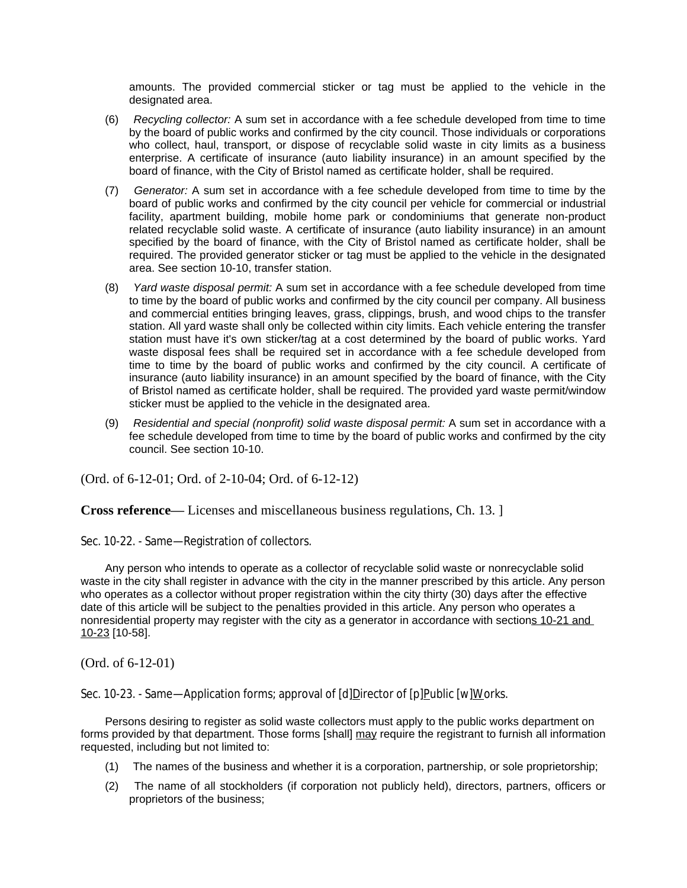amounts. The provided commercial sticker or tag must be applied to the vehicle in the designated area.

(6) *Recycling collector:* A sum set in accordance with a fee schedule developed from time to time by the board of public works and confirmed by the city council. Those individuals or corporations who collect, haul, transport, or dispose of recyclable solid waste in city limits as a business enterprise. A certificate of insurance (auto liability insurance) in an amount specified by the board of finance, with the City of Bristol named as certificate holder, shall be required.

(7) *Generator:* A sum set in accordance with a fee schedule developed from time to time by the board of public works and confirmed by the city council per vehicle for commercial or industrial facility, apartment building, mobile home park or condominiums that generate non-product related recyclable solid waste. A certificate of insurance (auto liability insurance) in an amount specified by the board of finance, with the City of Bristol named as certificate holder, shall be required. The provided generator sticker or tag must be applied to the vehicle in the designated area. See section 10-10, transfer station.

(8) *Yard waste disposal permit:* A sum set in accordance with a fee schedule developed from time to time by the board of public works and confirmed by the city council per company. All business and commercial entities bringing leaves, grass, clippings, brush, and wood chips to the transfer station. All yard waste shall only be collected within city limits. Each vehicle entering the transfer station must have it's own sticker/tag at a cost determined by the board of public works. Yard waste disposal fees shall be required set in accordance with a fee schedule developed from time to time by the board of public works and confirmed by the city council. A certificate of insurance (auto liability insurance) in an amount specified by the board of finance, with the City of Bristol named as certificate holder, shall be required. The provided yard waste permit/window sticker must be applied to the vehicle in the designated area.

(9) *Residential and special (nonprofit) solid waste disposal permit:* A sum set in accordance with a fee schedule developed from time to time by the board of public works and confirmed by the city council. See section 10-10.

(Ord. of 6-12-01; Ord. of 2-10-04; Ord. of 6-12-12)

**Cross reference—** Licenses and miscellaneous business regulations, Ch. 13. ]

Sec. 10-22. - Same—Registration of collectors.

Any person who intends to operate as a collector of recyclable solid waste or nonrecyclable solid waste in the city shall register in advance with the city in the manner prescribed by this article. Any person who operates as a collector without proper registration within the city thirty (30) days after the effective date of this article will be subject to the penalties provided in this article. Any person who operates a nonresidential property may register with the city as a generator in accordance with sections 10-21 and 10-23 [10-58].

(Ord. of 6-12-01)

Sec. 10-23. - Same—Application forms; approval of [d]Director of [p]Public [w]Works.

Persons desiring to register as solid waste collectors must apply to the public works department on forms provided by that department. Those forms [shall] may require the registrant to furnish all information requested, including but not limited to:

(1) The names of the business and whether it is a corporation, partnership, or sole proprietorship;

(2) The name of all stockholders (if corporation not publicly held), directors, partners, officers or proprietors of the business;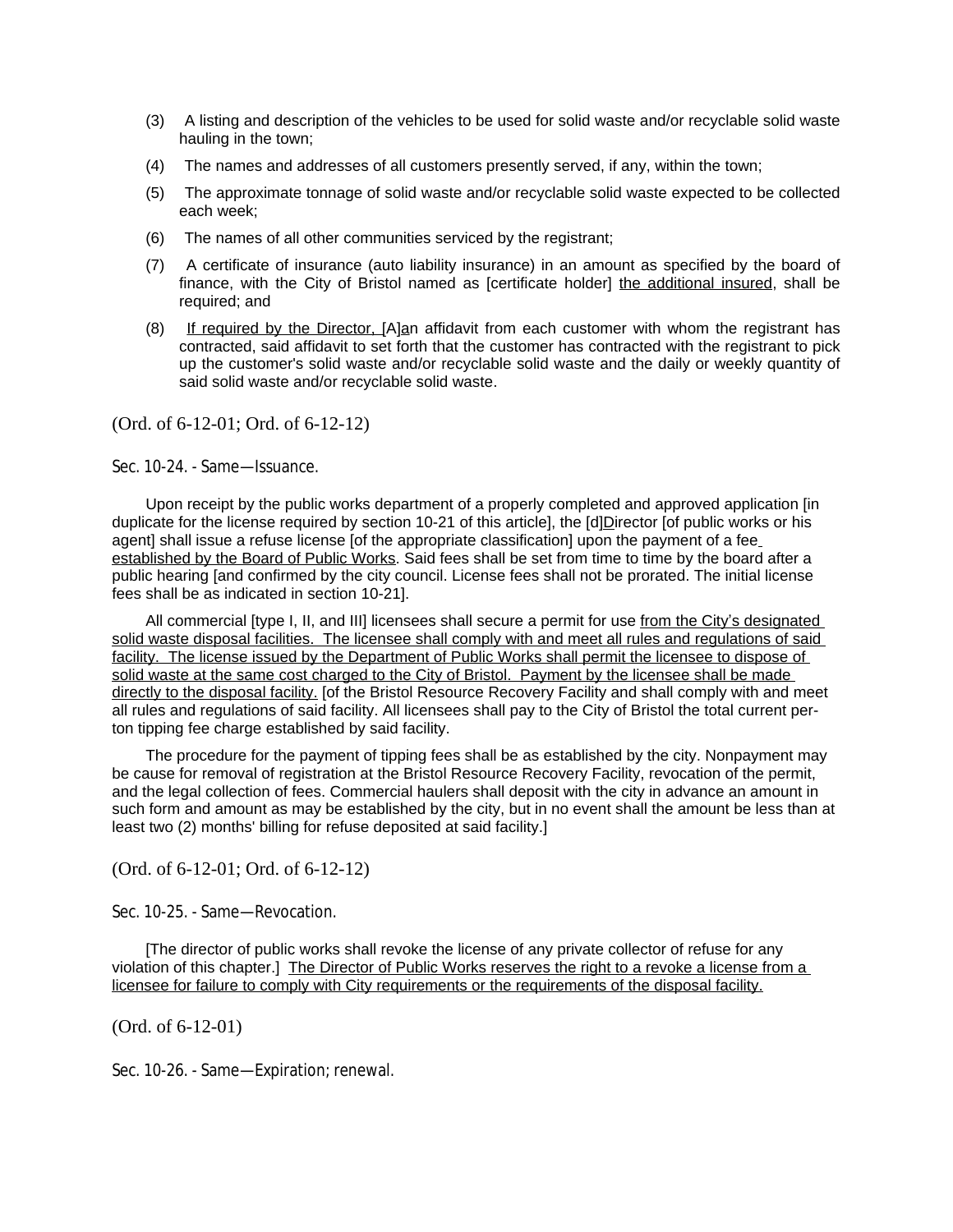(3) A listing and description of the vehicles to be used for solid waste and/or recyclable solid waste hauling in the town;

(4) The names and addresses of all customers presently served, if any, within the town;

(5) The approximate tonnage of solid waste and/or recyclable solid waste expected to be collected each week;

(6) The names of all other communities serviced by the registrant;

(7) A certificate of insurance (auto liability insurance) in an amount as specified by the board of finance, with the City of Bristol named as [certificate holder] the additional insured, shall be required; and

(8) If required by the Director, [A]an affidavit from each customer with whom the registrant has contracted, said affidavit to set forth that the customer has contracted with the registrant to pick up the customer's solid waste and/or recyclable solid waste and the daily or weekly quantity of said solid waste and/or recyclable solid waste.

(Ord. of 6-12-01; Ord. of 6-12-12)

Sec. 10-24. - Same—Issuance.

Upon receipt by the public works department of a properly completed and approved application [in duplicate for the license required by section 10-21 of this article], the [d]Director [of public works or his agent] shall issue a refuse license [of the appropriate classification] upon the payment of a fee established by the Board of Public Works. Said fees shall be set from time to time by the board after a public hearing [and confirmed by the city council. License fees shall not be prorated. The initial license fees shall be as indicated in section 10-21].

All commercial [type I, II, and III] licensees shall secure a permit for use from the City's designated solid waste disposal facilities. The licensee shall comply with and meet all rules and regulations of said facility. The license issued by the Department of Public Works shall permit the licensee to dispose of solid waste at the same cost charged to the City of Bristol. Payment by the licensee shall be made directly to the disposal facility. [of the Bristol Resource Recovery Facility and shall comply with and meet all rules and regulations of said facility. All licensees shall pay to the City of Bristol the total current per-ton tipping fee charge established by said facility.

The procedure for the payment of tipping fees shall be as established by the city. Nonpayment may be cause for removal of registration at the Bristol Resource Recovery Facility, revocation of the permit, and the legal collection of fees. Commercial haulers shall deposit with the city in advance an amount in such form and amount as may be established by the city, but in no event shall the amount be less than at least two (2) months' billing for refuse deposited at said facility.]

(Ord. of 6-12-01; Ord. of 6-12-12)

Sec. 10-25. - Same—Revocation.

[The director of public works shall revoke the license of any private collector of refuse for any violation of this chapter.] The Director of Public Works reserves the right to a revoke a license from a licensee for failure to comply with City requirements or the requirements of the disposal facility.

(Ord. of 6-12-01)

Sec. 10-26. - Same—Expiration; renewal.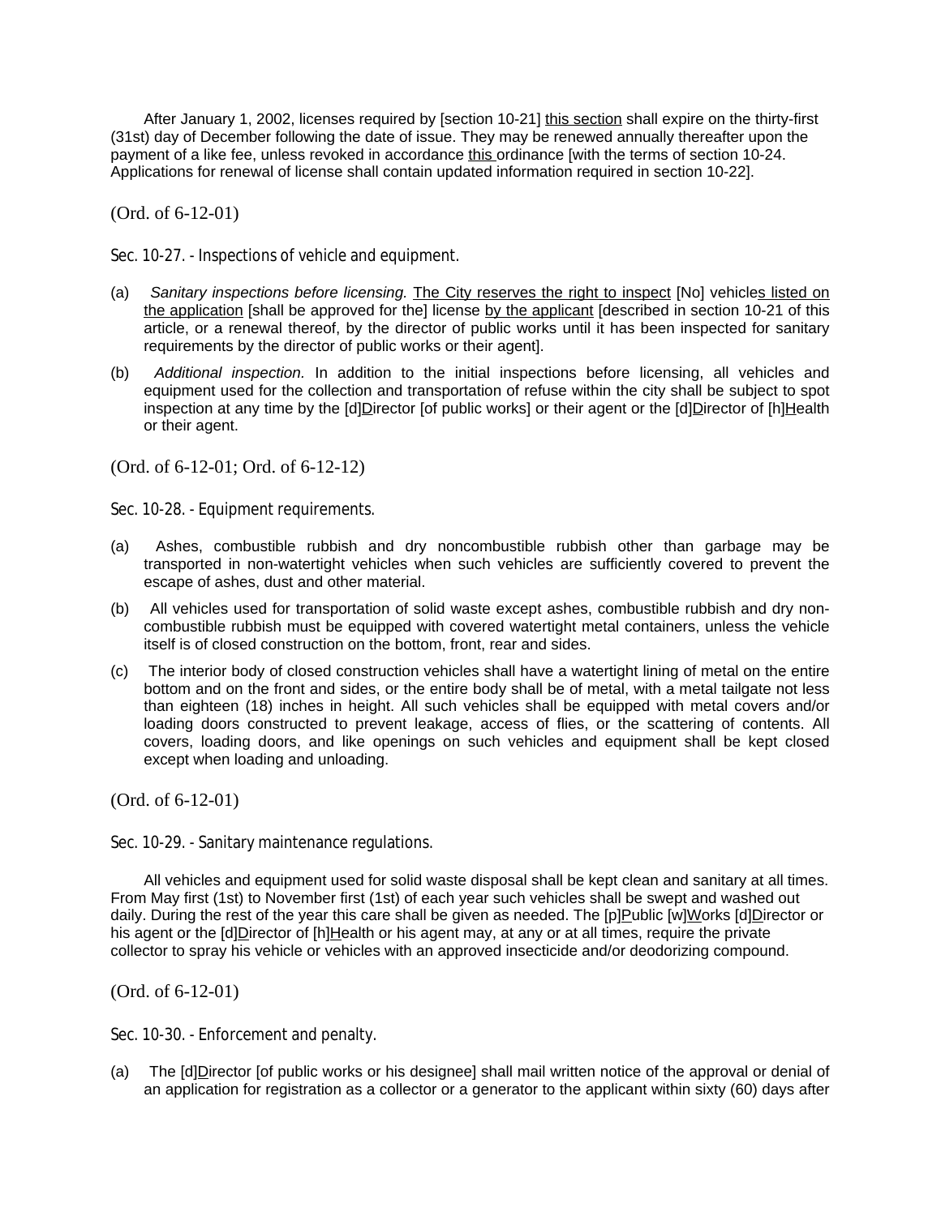After January 1, 2002, licenses required by [section 10-21] this section shall expire on the thirty-first (31st) day of December following the date of issue. They may be renewed annually thereafter upon the payment of a like fee, unless revoked in accordance this ordinance [with the terms of section 10-24. Applications for renewal of license shall contain updated information required in section 10-22].

(Ord. of 6-12-01)

Sec. 10-27. - Inspections of vehicle and equipment.

(a) *Sanitary inspections before licensing.* The City reserves the right to inspect [No] vehicles listed on the application [shall be approved for the] license by the applicant [described in section 10-21 of this article, or a renewal thereof, by the director of public works until it has been inspected for sanitary requirements by the director of public works or their agent].

(b) *Additional inspection.* In addition to the initial inspections before licensing, all vehicles and equipment used for the collection and transportation of refuse within the city shall be subject to spot inspection at any time by the [d]Director [of public works] or their agent or the [d]Director of [h]Health or their agent.

(Ord. of 6-12-01; Ord. of 6-12-12)

Sec. 10-28. - Equipment requirements.

(a) Ashes, combustible rubbish and dry noncombustible rubbish other than garbage may be transported in non-watertight vehicles when such vehicles are sufficiently covered to prevent the escape of ashes, dust and other material.

(b) All vehicles used for transportation of solid waste except ashes, combustible rubbish and dry non-combustible rubbish must be equipped with covered watertight metal containers, unless the vehicle itself is of closed construction on the bottom, front, rear and sides.

(c) The interior body of closed construction vehicles shall have a watertight lining of metal on the entire bottom and on the front and sides, or the entire body shall be of metal, with a metal tailgate not less than eighteen (18) inches in height. All such vehicles shall be equipped with metal covers and/or loading doors constructed to prevent leakage, access of flies, or the scattering of contents. All covers, loading doors, and like openings on such vehicles and equipment shall be kept closed except when loading and unloading.

(Ord. of 6-12-01)

Sec. 10-29. - Sanitary maintenance regulations.

All vehicles and equipment used for solid waste disposal shall be kept clean and sanitary at all times. From May first (1st) to November first (1st) of each year such vehicles shall be swept and washed out daily. During the rest of the year this care shall be given as needed. The [p]Public [w]Works [d]Director or his agent or the [d]Director of [h]Health or his agent may, at any or at all times, require the private collector to spray his vehicle or vehicles with an approved insecticide and/or deodorizing compound.

(Ord. of 6-12-01)

Sec. 10-30. - Enforcement and penalty.

(a) The [d]Director [of public works or his designee] shall mail written notice of the approval or denial of an application for registration as a collector or a generator to the applicant within sixty (60) days after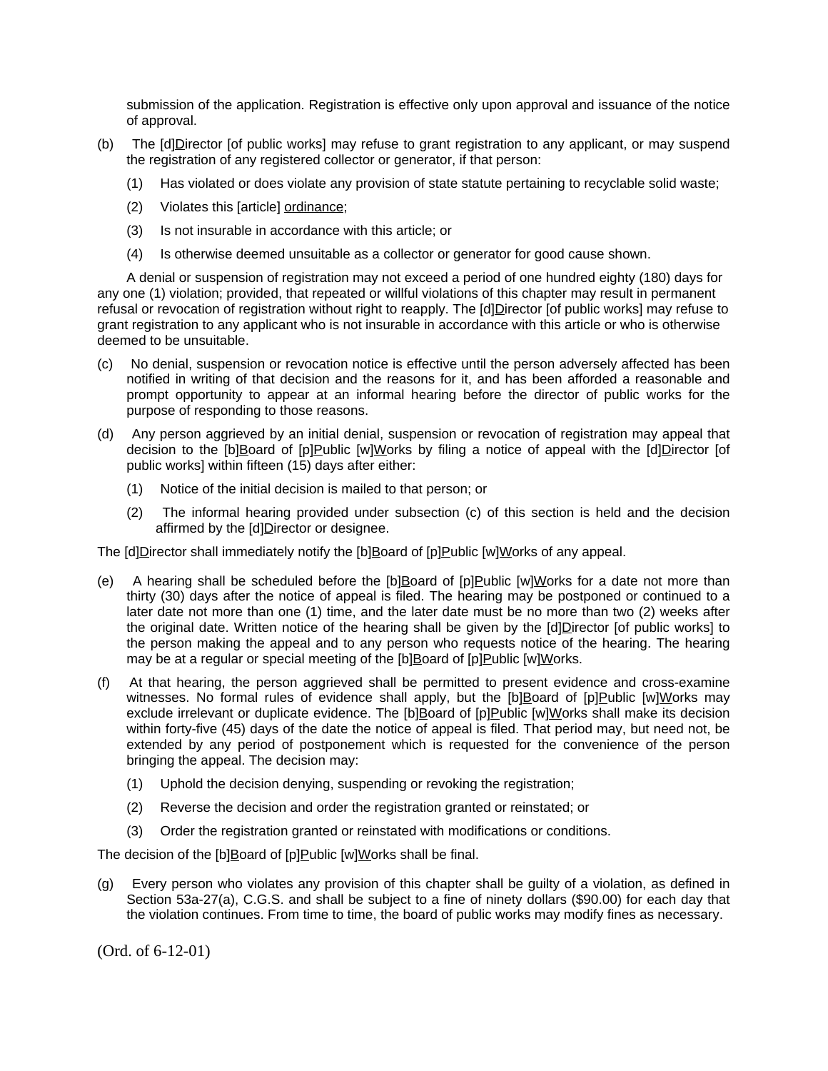submission of the application. Registration is effective only upon approval and issuance of the notice of approval.

(b) The [d]Director [of public works] may refuse to grant registration to any applicant, or may suspend the registration of any registered collector or generator, if that person:

(1) Has violated or does violate any provision of state statute pertaining to recyclable solid waste;

(2) Violates this [article] ordinance;

(3) Is not insurable in accordance with this article; or

(4) Is otherwise deemed unsuitable as a collector or generator for good cause shown.

A denial or suspension of registration may not exceed a period of one hundred eighty (180) days for any one (1) violation; provided, that repeated or willful violations of this chapter may result in permanent refusal or revocation of registration without right to reapply. The [d]Director [of public works] may refuse to grant registration to any applicant who is not insurable in accordance with this article or who is otherwise deemed to be unsuitable.

(c) No denial, suspension or revocation notice is effective until the person adversely affected has been notified in writing of that decision and the reasons for it, and has been afforded a reasonable and prompt opportunity to appear at an informal hearing before the director of public works for the purpose of responding to those reasons.

(d) Any person aggrieved by an initial denial, suspension or revocation of registration may appeal that decision to the [b]Board of [p]Public [w]Works by filing a notice of appeal with the [d]Director [of public works] within fifteen (15) days after either:

(1) Notice of the initial decision is mailed to that person; or

(2) The informal hearing provided under subsection (c) of this section is held and the decision affirmed by the [d]Director or designee.

The [d]Director shall immediately notify the [b]Board of [p]Public [w]Works of any appeal.

(e) A hearing shall be scheduled before the [b]Board of [p]Public [w]Works for a date not more than thirty (30) days after the notice of appeal is filed. The hearing may be postponed or continued to a later date not more than one (1) time, and the later date must be no more than two (2) weeks after the original date. Written notice of the hearing shall be given by the [d]Director [of public works] to the person making the appeal and to any person who requests notice of the hearing. The hearing may be at a regular or special meeting of the [b]Board of [p]Public [w]Works.

(f) At that hearing, the person aggrieved shall be permitted to present evidence and cross-examine witnesses. No formal rules of evidence shall apply, but the [b]Board of [p]Public [w]Works may exclude irrelevant or duplicate evidence. The [b]Board of [p]Public [w]Works shall make its decision within forty-five (45) days of the date the notice of appeal is filed. That period may, but need not, be extended by any period of postponement which is requested for the convenience of the person bringing the appeal. The decision may:

(1) Uphold the decision denying, suspending or revoking the registration;

(2) Reverse the decision and order the registration granted or reinstated; or

(3) Order the registration granted or reinstated with modifications or conditions.

The decision of the [b]Board of [p]Public [w]Works shall be final.

(g) Every person who violates any provision of this chapter shall be guilty of a violation, as defined in Section 53a-27(a), C.G.S. and shall be subject to a fine of ninety dollars ($90.00) for each day that the violation continues. From time to time, the board of public works may modify fines as necessary.

(Ord. of 6-12-01)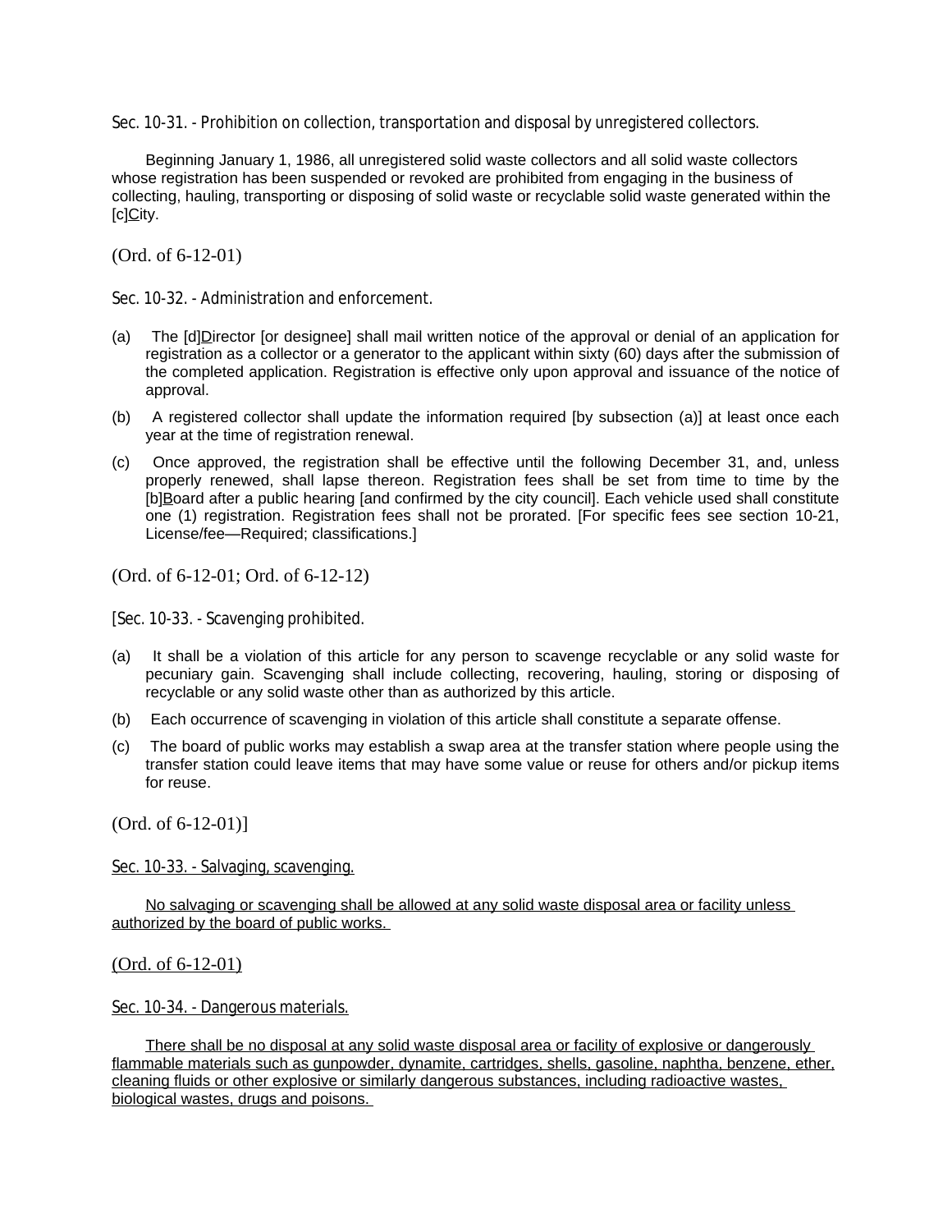Sec. 10-31. - Prohibition on collection, transportation and disposal by unregistered collectors.

Beginning January 1, 1986, all unregistered solid waste collectors and all solid waste collectors whose registration has been suspended or revoked are prohibited from engaging in the business of collecting, hauling, transporting or disposing of solid waste or recyclable solid waste generated within the [c]City.

(Ord. of 6-12-01)

Sec. 10-32. - Administration and enforcement.

(a) The [d]Director [or designee] shall mail written notice of the approval or denial of an application for registration as a collector or a generator to the applicant within sixty (60) days after the submission of the completed application. Registration is effective only upon approval and issuance of the notice of approval.

(b) A registered collector shall update the information required [by subsection (a)] at least once each year at the time of registration renewal.

(c) Once approved, the registration shall be effective until the following December 31, and, unless properly renewed, shall lapse thereon. Registration fees shall be set from time to time by the [b]Board after a public hearing [and confirmed by the city council]. Each vehicle used shall constitute one (1) registration. Registration fees shall not be prorated. [For specific fees see section 10-21, License/fee—Required; classifications.]

(Ord. of 6-12-01; Ord. of 6-12-12)

[Sec. 10-33. - Scavenging prohibited.

(a) It shall be a violation of this article for any person to scavenge recyclable or any solid waste for pecuniary gain. Scavenging shall include collecting, recovering, hauling, storing or disposing of recyclable or any solid waste other than as authorized by this article.

(b) Each occurrence of scavenging in violation of this article shall constitute a separate offense.

(c) The board of public works may establish a swap area at the transfer station where people using the transfer station could leave items that may have some value or reuse for others and/or pickup items for reuse.

(Ord. of 6-12-01)]

Sec. 10-33. - Salvaging, scavenging.

No salvaging or scavenging shall be allowed at any solid waste disposal area or facility unless authorized by the board of public works.

(Ord. of 6-12-01)

Sec. 10-34. - Dangerous materials.

There shall be no disposal at any solid waste disposal area or facility of explosive or dangerously flammable materials such as gunpowder, dynamite, cartridges, shells, gasoline, naphtha, benzene, ether, cleaning fluids or other explosive or similarly dangerous substances, including radioactive wastes, biological wastes, drugs and poisons.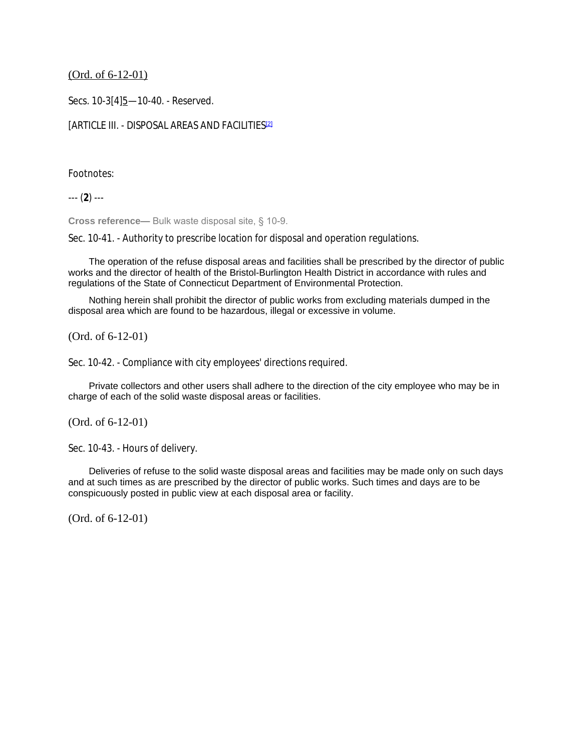(Ord. of 6-12-01)

Secs. 10-3[4]5—10-40. - Reserved.

[ARTICLE III. - DISPOSAL AREAS AND FACILITIES[2]

Footnotes:

--- (**2**) ---

**Cross reference—** Bulk waste disposal site, § 10-9.

Sec. 10-41. - Authority to prescribe location for disposal and operation regulations.

The operation of the refuse disposal areas and facilities shall be prescribed by the director of public works and the director of health of the Bristol-Burlington Health District in accordance with rules and regulations of the State of Connecticut Department of Environmental Protection.

Nothing herein shall prohibit the director of public works from excluding materials dumped in the disposal area which are found to be hazardous, illegal or excessive in volume.

(Ord. of 6-12-01)

Sec. 10-42. - Compliance with city employees' directions required.

Private collectors and other users shall adhere to the direction of the city employee who may be in charge of each of the solid waste disposal areas or facilities.

(Ord. of 6-12-01)

Sec. 10-43. - Hours of delivery.

Deliveries of refuse to the solid waste disposal areas and facilities may be made only on such days and at such times as are prescribed by the director of public works. Such times and days are to be conspicuously posted in public view at each disposal area or facility.

(Ord. of 6-12-01)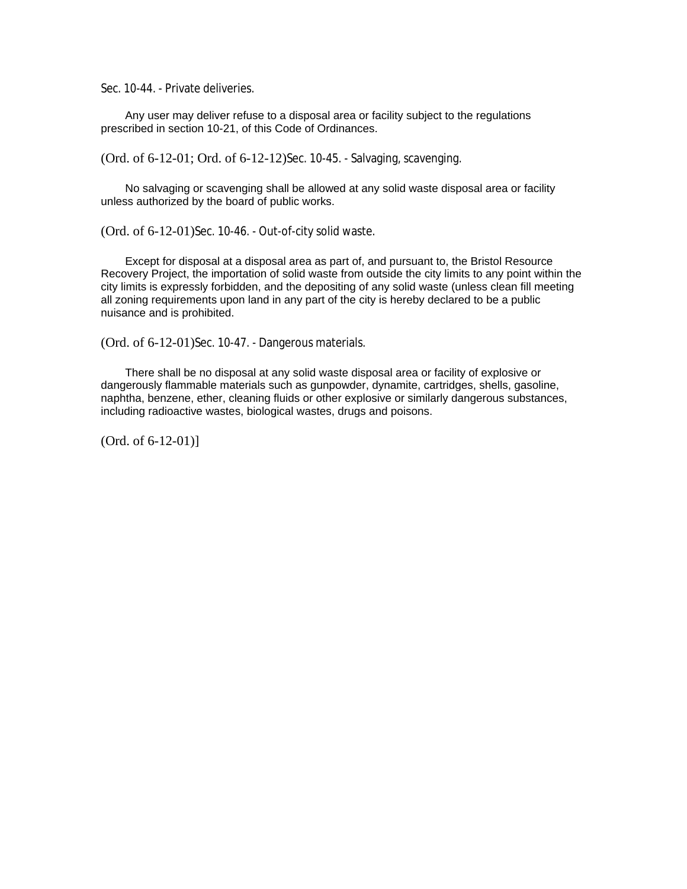Sec. 10-44. - Private deliveries.

Any user may deliver refuse to a disposal area or facility subject to the regulations prescribed in section 10-21, of this Code of Ordinances.

(Ord. of 6-12-01; Ord. of 6-12-12)

Sec. 10-45. - Salvaging, scavenging.

No salvaging or scavenging shall be allowed at any solid waste disposal area or facility unless authorized by the board of public works.

(Ord. of 6-12-01)

Sec. 10-46. - Out-of-city solid waste.

Except for disposal at a disposal area as part of, and pursuant to, the Bristol Resource Recovery Project, the importation of solid waste from outside the city limits to any point within the city limits is expressly forbidden, and the depositing of any solid waste (unless clean fill meeting all zoning requirements upon land in any part of the city is hereby declared to be a public nuisance and is prohibited.

(Ord. of 6-12-01)

Sec. 10-47. - Dangerous materials.

There shall be no disposal at any solid waste disposal area or facility of explosive or dangerously flammable materials such as gunpowder, dynamite, cartridges, shells, gasoline, naphtha, benzene, ether, cleaning fluids or other explosive or similarly dangerous substances, including radioactive wastes, biological wastes, drugs and poisons.

(Ord. of 6-12-01)]